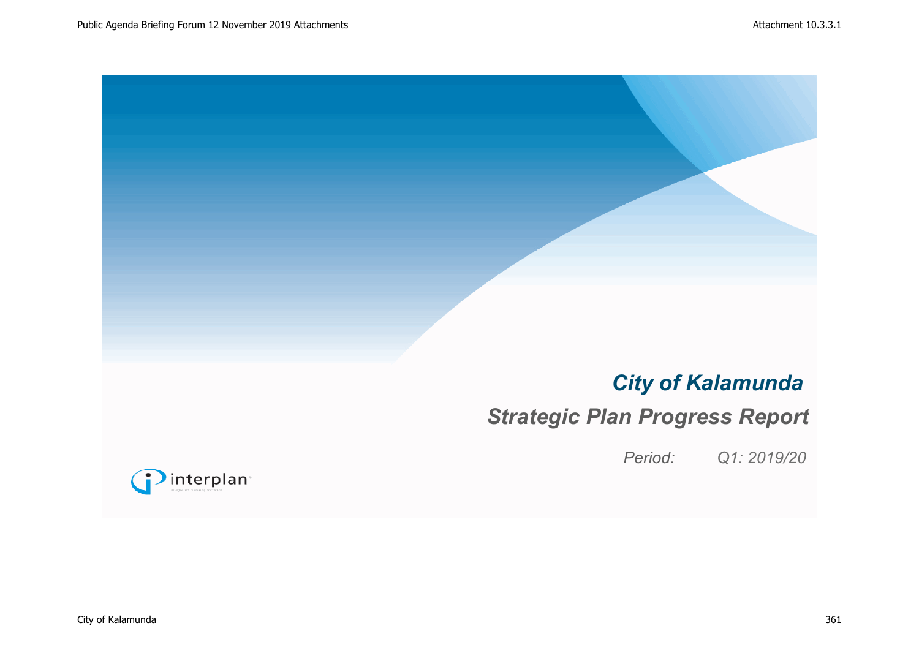# City of Kalamunda

## Strategic Plan Progress Report

*Period: Q1: 2019/20*

interplan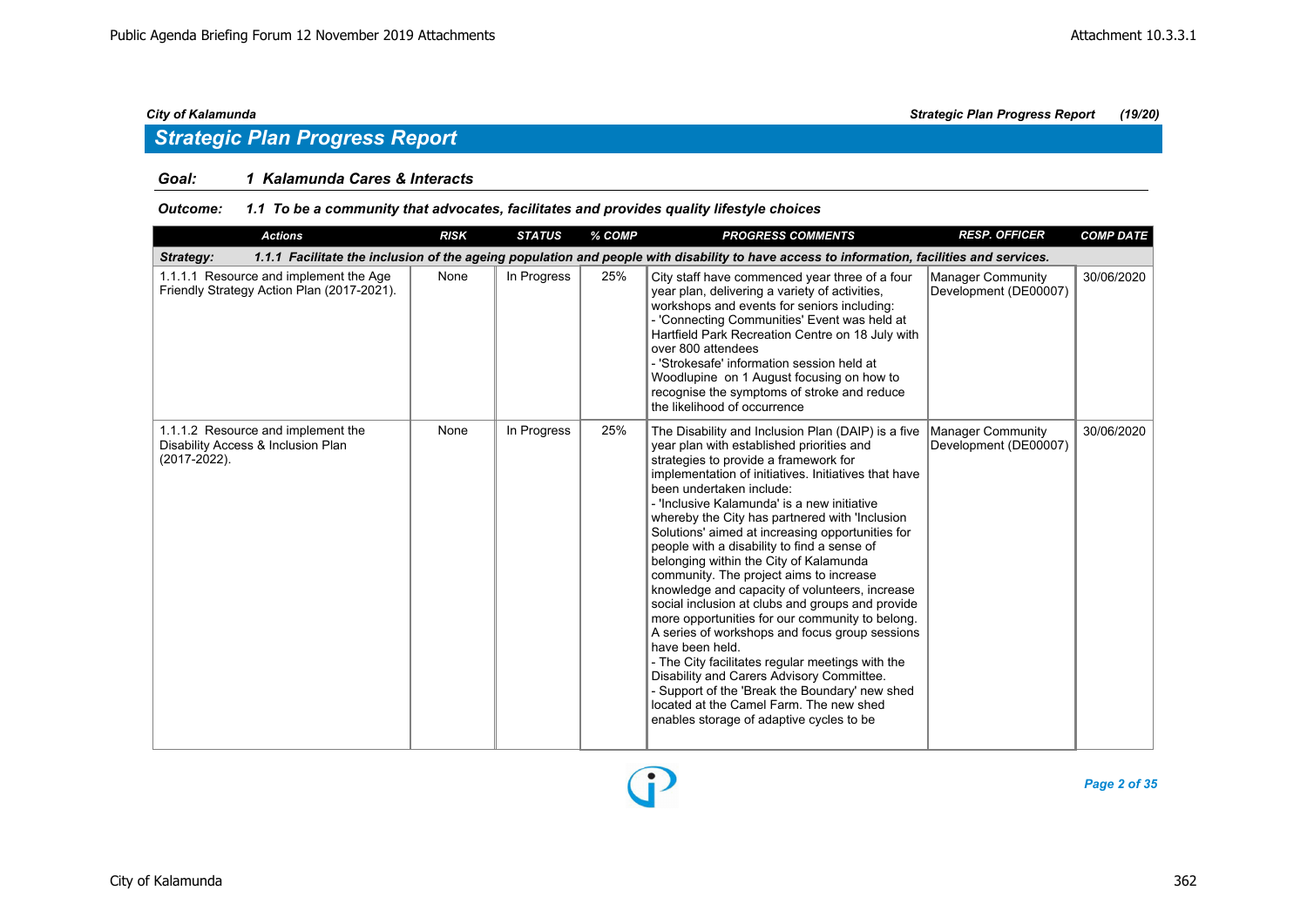## Strategic Plan Progress Report

### Goal: 1 Kalamunda Cares & Interacts

#### Outcome: 1.1 To be a community that advocates, facilitates and provides quality lifestyle choices

| Actions | RISK | STATUS | % COMP | PROGRESS COMMENTS | RESP. OFFICER | COMP DATE |
|---|---|---|---|---|---|---|
| **Strategy: 1.1.1 Facilitate the inclusion of the ageing population and people with disability to have access to information, facilities and services.** | | | | | | |
| 1.1.1.1 Resource and implement the Age Friendly Strategy Action Plan (2017-2021). | None | In Progress | 25% | City staff have commenced year three of a four year plan, delivering a variety of activities, workshops and events for seniors including:<br>- 'Connecting Communities' Event was held at Hartfield Park Recreation Centre on 18 July with over 800 attendees<br>- 'Strokesafe' information session held at Woodlupine on 1 August focusing on how to recognise the symptoms of stroke and reduce the likelihood of occurrence | Manager Community Development (DE00007) | 30/06/2020 |
| 1.1.1.2 Resource and implement the Disability Access & Inclusion Plan (2017-2022). | None | In Progress | 25% | The Disability and Inclusion Plan (DAIP) is a five year plan with established priorities and strategies to provide a framework for implementation of initiatives. Initiatives that have been undertaken include:<br>- 'Inclusive Kalamunda' is a new initiative whereby the City has partnered with 'Inclusion Solutions' aimed at increasing opportunities for people with a disability to find a sense of belonging within the City of Kalamunda community. The project aims to increase knowledge and capacity of volunteers, increase social inclusion at clubs and groups and provide more opportunities for our community to belong. A series of workshops and focus group sessions have been held.<br>- The City facilitates regular meetings with the Disability and Carers Advisory Committee.<br>- Support of the 'Break the Boundary' new shed located at the Camel Farm. The new shed enables storage of adaptive cycles to be | Manager Community Development (DE00007) | 30/06/2020 |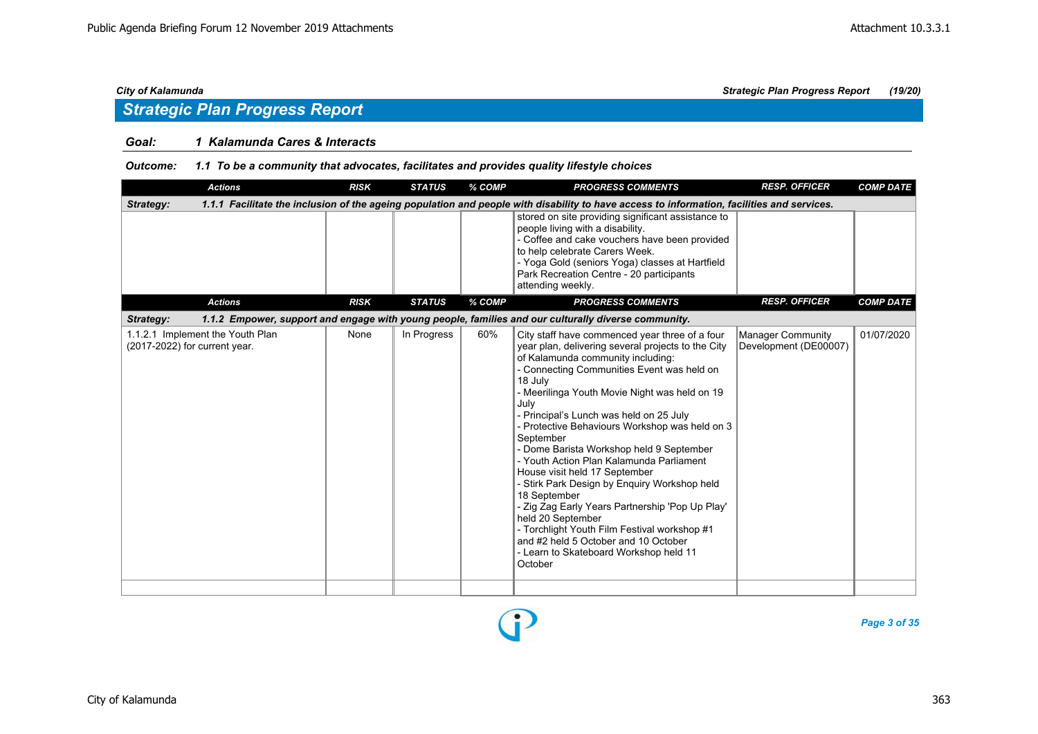## Strategic Plan Progress Report

**Goal:** 1 Kalamunda Cares & Interacts

**Outcome:** 1.1 To be a community that advocates, facilitates and provides quality lifestyle choices

| Actions | RISK | STATUS | % COMP | PROGRESS COMMENTS | RESP. OFFICER | COMP DATE |
|---|---|---|---|---|---|---|
| **Strategy: 1.1.1 Facilitate the inclusion of the ageing population and people with disability to have access to information, facilities and services.** | | | | | | |
| | | | | stored on site providing significant assistance to people living with a disability.<br>- Coffee and cake vouchers have been provided to help celebrate Carers Week.<br>- Yoga Gold (seniors Yoga) classes at Hartfield Park Recreation Centre - 20 participants attending weekly. | | |
| **Strategy: 1.1.2 Empower, support and engage with young people, families and our culturally diverse community.** | | | | | | |
| 1.1.2.1 Implement the Youth Plan (2017-2022) for current year. | None | In Progress | 60% | City staff have commenced year three of a four year plan, delivering several projects to the City of Kalamunda community including:<br>- Connecting Communities Event was held on 18 July<br>- Meerilinga Youth Movie Night was held on 19 July<br>- Principal's Lunch was held on 25 July<br>- Protective Behaviours Workshop was held on 3 September<br>- Dome Barista Workshop held 9 September<br>- Youth Action Plan Kalamunda Parliament House visit held 17 September<br>- Stirk Park Design by Enquiry Workshop held 18 September<br>- Zig Zag Early Years Partnership 'Pop Up Play' held 20 September<br>- Torchlight Youth Film Festival workshop #1 and #2 held 5 October and 10 October<br>- Learn to Skateboard Workshop held 11 October | Manager Community Development (DE00007) | 01/07/2020 |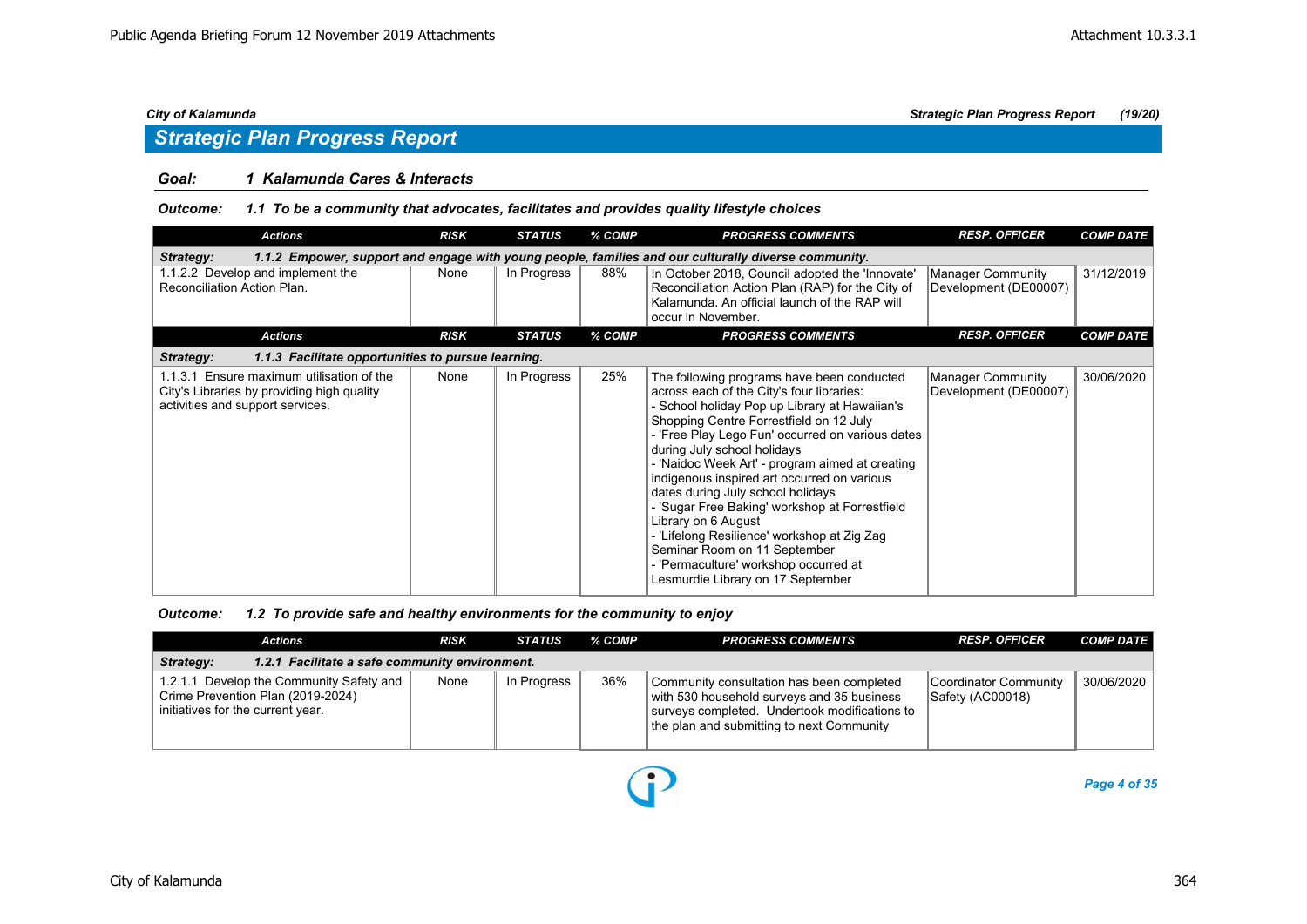## Strategic Plan Progress Report

### Goal: 1 Kalamunda Cares & Interacts

#### Outcome: 1.1 To be a community that advocates, facilitates and provides quality lifestyle choices

| Actions | RISK | STATUS | % COMP | PROGRESS COMMENTS | RESP. OFFICER | COMP DATE |
|---|---|---|---|---|---|---|
| **Strategy: 1.1.2 Empower, support and engage with young people, families and our culturally diverse community.** | | | | | | |
| 1.1.2.2 Develop and implement the Reconciliation Action Plan. | None | In Progress | 88% | In October 2018, Council adopted the 'Innovate' Reconciliation Action Plan (RAP) for the City of Kalamunda. An official launch of the RAP will occur in November. | Manager Community Development (DE00007) | 31/12/2019 |

| Actions | RISK | STATUS | % COMP | PROGRESS COMMENTS | RESP. OFFICER | COMP DATE |
|---|---|---|---|---|---|---|
| **Strategy: 1.1.3 Facilitate opportunities to pursue learning.** | | | | | | |
| 1.1.3.1 Ensure maximum utilisation of the City's Libraries by providing high quality activities and support services. | None | In Progress | 25% | The following programs have been conducted across each of the City's four libraries:<br>- School holiday Pop up Library at Hawaiian's Shopping Centre Forrestfield on 12 July<br>- 'Free Play Lego Fun' occurred on various dates during July school holidays<br>- 'Naidoc Week Art' - program aimed at creating indigenous inspired art occurred on various dates during July school holidays<br>- 'Sugar Free Baking' workshop at Forrestfield Library on 6 August<br>- 'Lifelong Resilience' workshop at Zig Zag Seminar Room on 11 September<br>- 'Permaculture' workshop occurred at Lesmurdie Library on 17 September | Manager Community Development (DE00007) | 30/06/2020 |

#### Outcome: 1.2 To provide safe and healthy environments for the community to enjoy

| Actions | RISK | STATUS | % COMP | PROGRESS COMMENTS | RESP. OFFICER | COMP DATE |
|---|---|---|---|---|---|---|
| **Strategy: 1.2.1 Facilitate a safe community environment.** | | | | | | |
| 1.2.1.1 Develop the Community Safety and Crime Prevention Plan (2019-2024) initiatives for the current year. | None | In Progress | 36% | Community consultation has been completed with 530 household surveys and 35 business surveys completed. Undertook modifications to the plan and submitting to next Community | Coordinator Community Safety (AC00018) | 30/06/2020 |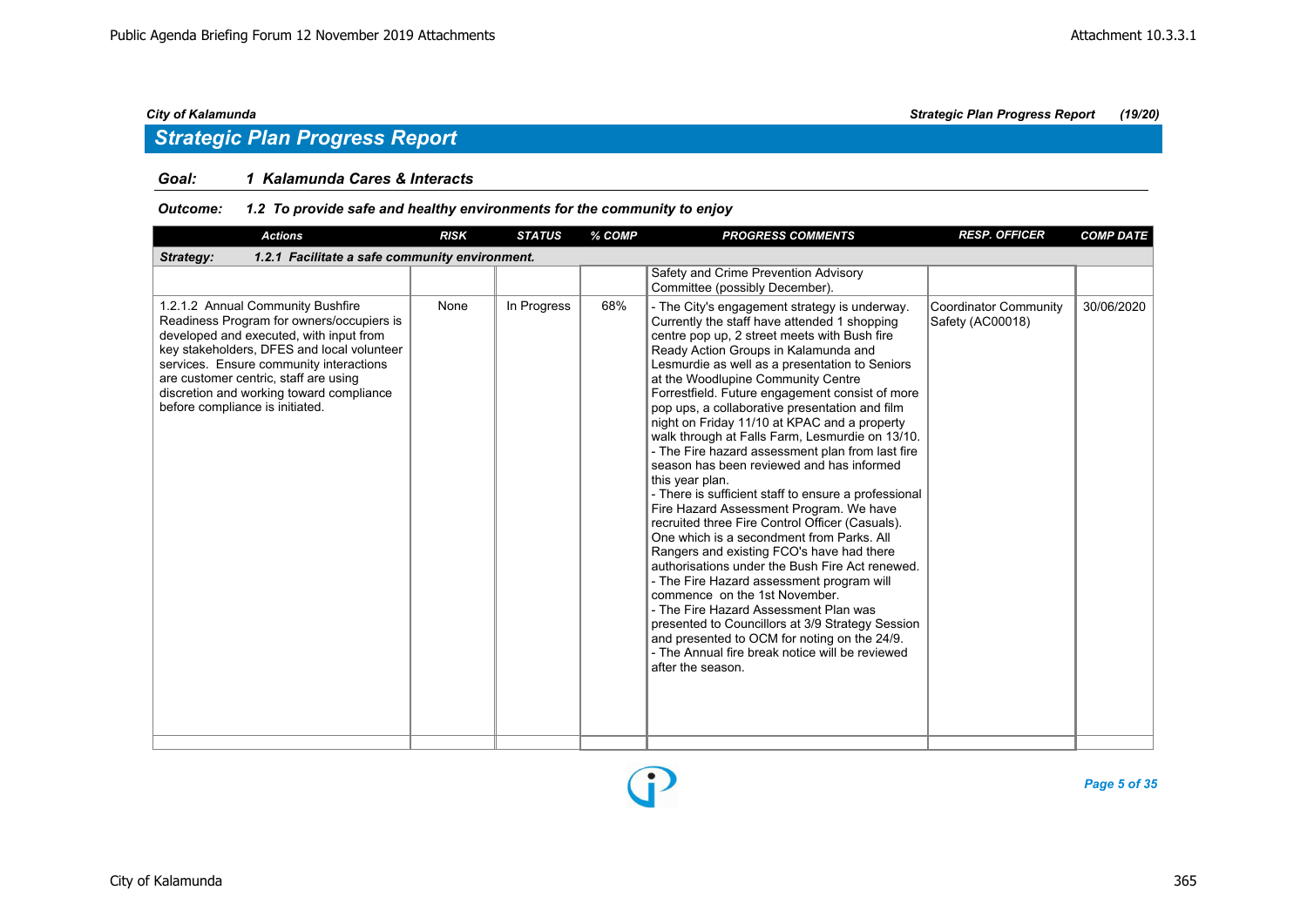## Strategic Plan Progress Report

**Goal:** 1 Kalamunda Cares & Interacts

**Outcome:** 1.2 To provide safe and healthy environments for the community to enjoy

| Actions | RISK | STATUS | % COMP | PROGRESS COMMENTS | RESP. OFFICER | COMP DATE |
|---|---|---|---|---|---|---|
| **Strategy: 1.2.1 Facilitate a safe community environment.** | | | | | | |
| | | | | Safety and Crime Prevention Advisory Committee (possibly December). | | |
| 1.2.1.2 Annual Community Bushfire Readiness Program for owners/occupiers is developed and executed, with input from key stakeholders, DFES and local volunteer services. Ensure community interactions are customer centric, staff are using discretion and working toward compliance before compliance is initiated. | None | In Progress | 68% | - The City's engagement strategy is underway. Currently the staff have attended 1 shopping centre pop up, 2 street meets with Bush fire Ready Action Groups in Kalamunda and Lesmurdie as well as a presentation to Seniors at the Woodlupine Community Centre Forrestfield. Future engagement consist of more pop ups, a collaborative presentation and film night on Friday 11/10 at KPAC and a property walk through at Falls Farm, Lesmurdie on 13/10.<br>- The Fire hazard assessment plan from last fire season has been reviewed and has informed this year plan.<br>- There is sufficient staff to ensure a professional Fire Hazard Assessment Program. We have recruited three Fire Control Officer (Casuals). One which is a secondment from Parks. All Rangers and existing FCO's have had there authorisations under the Bush Fire Act renewed.<br>- The Fire Hazard assessment program will commence on the 1st November.<br>- The Fire Hazard Assessment Plan was presented to Councillors at 3/9 Strategy Session and presented to OCM for noting on the 24/9.<br>- The Annual fire break notice will be reviewed after the season. | Coordinator Community Safety (AC00018) | 30/06/2020 |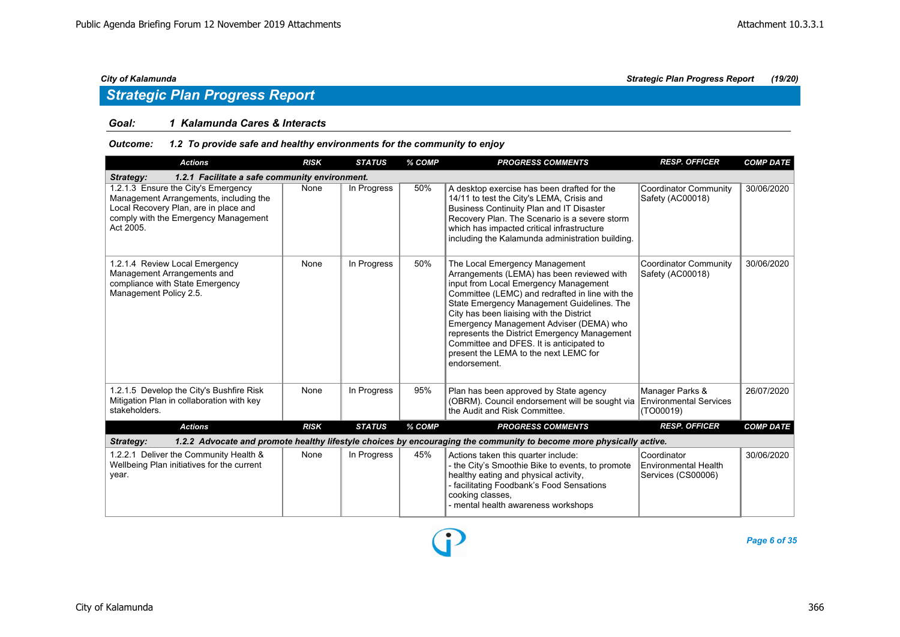## Strategic Plan Progress Report

**Goal: 1 Kalamunda Cares & Interacts**

***Outcome: 1.2 To provide safe and healthy environments for the community to enjoy***

| Actions | RISK | STATUS | % COMP | PROGRESS COMMENTS | RESP. OFFICER | COMP DATE |
|---|---|---|---|---|---|---|
| ***Strategy: 1.2.1 Facilitate a safe community environment.*** | | | | | | |
| 1.2.1.3 Ensure the City's Emergency Management Arrangements, including the Local Recovery Plan, are in place and comply with the Emergency Management Act 2005. | None | In Progress | 50% | A desktop exercise has been drafted for the 14/11 to test the City's LEMA, Crisis and Business Continuity Plan and IT Disaster Recovery Plan. The Scenario is a severe storm which has impacted critical infrastructure including the Kalamunda administration building. | Coordinator Community Safety (AC00018) | 30/06/2020 |
| 1.2.1.4 Review Local Emergency Management Arrangements and compliance with State Emergency Management Policy 2.5. | None | In Progress | 50% | The Local Emergency Management Arrangements (LEMA) has been reviewed with input from Local Emergency Management Committee (LEMC) and redrafted in line with the State Emergency Management Guidelines. The City has been liaising with the District Emergency Management Adviser (DEMA) who represents the District Emergency Management Committee and DFES. It is anticipated to present the LEMA to the next LEMC for endorsement. | Coordinator Community Safety (AC00018) | 30/06/2020 |
| 1.2.1.5 Develop the City's Bushfire Risk Mitigation Plan in collaboration with key stakeholders. | None | In Progress | 95% | Plan has been approved by State agency (OBRM). Council endorsement will be sought via the Audit and Risk Committee. | Manager Parks & Environmental Services (TO00019) | 26/07/2020 |
| ***Strategy: 1.2.2 Advocate and promote healthy lifestyle choices by encouraging the community to become more physically active.*** | | | | | | |
| 1.2.2.1 Deliver the Community Health & Wellbeing Plan initiatives for the current year. | None | In Progress | 45% | Actions taken this quarter include:<br>- the City's Smoothie Bike to events, to promote healthy eating and physical activity,<br>- facilitating Foodbank's Food Sensations cooking classes,<br>- mental health awareness workshops | Coordinator Environmental Health Services (CS00006) | 30/06/2020 |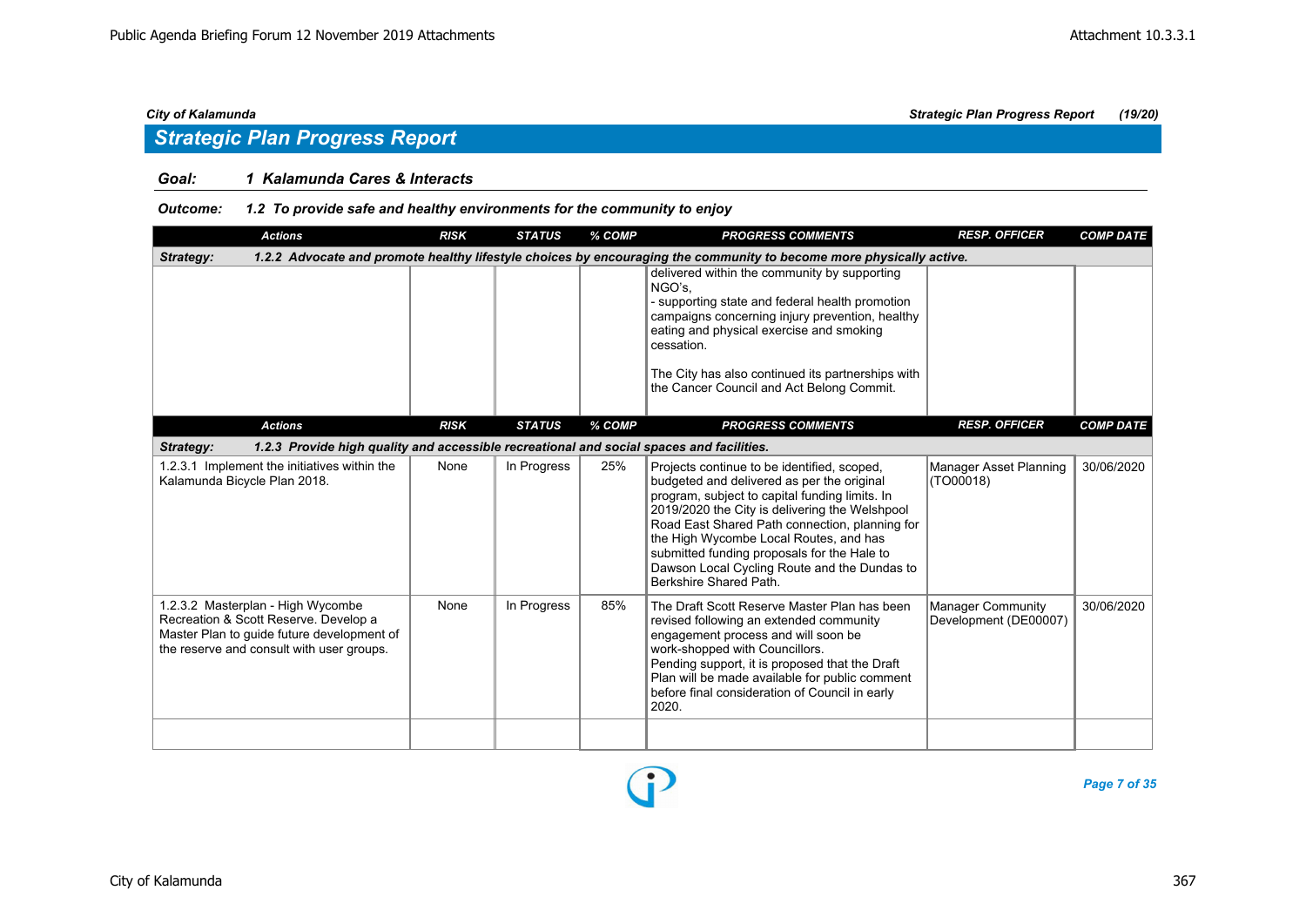## Strategic Plan Progress Report

**Goal: 1 Kalamunda Cares & Interacts**

**Outcome: 1.2 To provide safe and healthy environments for the community to enjoy**

| Actions | RISK | STATUS | % COMP | PROGRESS COMMENTS | RESP. OFFICER | COMP DATE |
|---|---|---|---|---|---|---|
| **Strategy: 1.2.2 Advocate and promote healthy lifestyle choices by encouraging the community to become more physically active.** | | | | | | |
| | | | | delivered within the community by supporting NGO's,<br>- supporting state and federal health promotion campaigns concerning injury prevention, healthy eating and physical exercise and smoking cessation.<br><br>The City has also continued its partnerships with the Cancer Council and Act Belong Commit. | | |

| Actions | RISK | STATUS | % COMP | PROGRESS COMMENTS | RESP. OFFICER | COMP DATE |
|---|---|---|---|---|---|---|
| **Strategy: 1.2.3 Provide high quality and accessible recreational and social spaces and facilities.** | | | | | | |
| 1.2.3.1 Implement the initiatives within the Kalamunda Bicycle Plan 2018. | None | In Progress | 25% | Projects continue to be identified, scoped, budgeted and delivered as per the original program, subject to capital funding limits. In 2019/2020 the City is delivering the Welshpool Road East Shared Path connection, planning for the High Wycombe Local Routes, and has submitted funding proposals for the Hale to Dawson Local Cycling Route and the Dundas to Berkshire Shared Path. | Manager Asset Planning (TO00018) | 30/06/2020 |
| 1.2.3.2 Masterplan - High Wycombe Recreation & Scott Reserve. Develop a Master Plan to guide future development of the reserve and consult with user groups. | None | In Progress | 85% | The Draft Scott Reserve Master Plan has been revised following an extended community engagement process and will soon be work-shopped with Councillors.<br>Pending support, it is proposed that the Draft Plan will be made available for public comment before final consideration of Council in early 2020. | Manager Community Development (DE00007) | 30/06/2020 |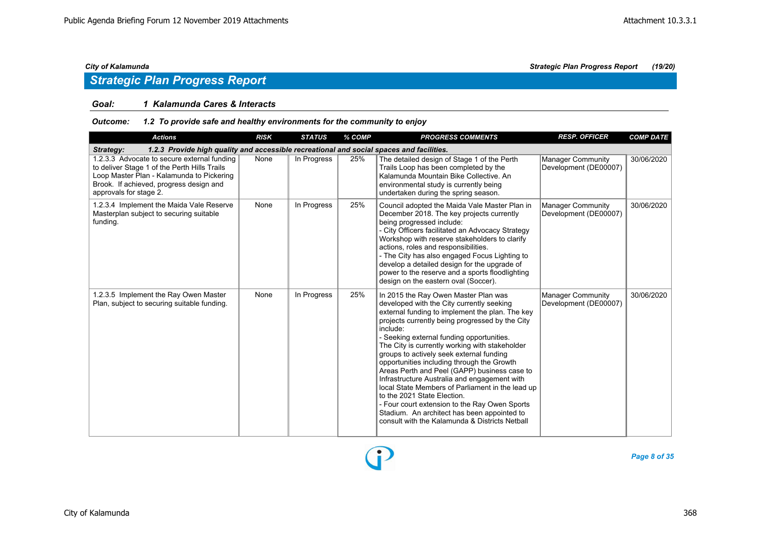## Strategic Plan Progress Report

**Goal: 1 Kalamunda Cares & Interacts**

***Outcome: 1.2 To provide safe and healthy environments for the community to enjoy***

| Actions | RISK | STATUS | % COMP | PROGRESS COMMENTS | RESP. OFFICER | COMP DATE |
|---|---|---|---|---|---|---|
| ***Strategy: 1.2.3 Provide high quality and accessible recreational and social spaces and facilities.*** | | | | | | |
| 1.2.3.3 Advocate to secure external funding to deliver Stage 1 of the Perth Hills Trails Loop Master Plan - Kalamunda to Pickering Brook. If achieved, progress design and approvals for stage 2. | None | In Progress | 25% | The detailed design of Stage 1 of the Perth Trails Loop has been completed by the Kalamunda Mountain Bike Collective. An environmental study is currently being undertaken during the spring season. | Manager Community Development (DE00007) | 30/06/2020 |
| 1.2.3.4 Implement the Maida Vale Reserve Masterplan subject to securing suitable funding. | None | In Progress | 25% | Council adopted the Maida Vale Master Plan in December 2018. The key projects currently being progressed include:<br>- City Officers facilitated an Advocacy Strategy Workshop with reserve stakeholders to clarify actions, roles and responsibilities.<br>- The City has also engaged Focus Lighting to develop a detailed design for the upgrade of power to the reserve and a sports floodlighting design on the eastern oval (Soccer). | Manager Community Development (DE00007) | 30/06/2020 |
| 1.2.3.5 Implement the Ray Owen Master Plan, subject to securing suitable funding. | None | In Progress | 25% | In 2015 the Ray Owen Master Plan was developed with the City currently seeking external funding to implement the plan. The key projects currently being progressed by the City include:<br>- Seeking external funding opportunities. The City is currently working with stakeholder groups to actively seek external funding opportunities including through the Growth Areas Perth and Peel (GAPP) business case to Infrastructure Australia and engagement with local State Members of Parliament in the lead up to the 2021 State Election.<br>- Four court extension to the Ray Owen Sports Stadium. An architect has been appointed to consult with the Kalamunda & Districts Netball | Manager Community Development (DE00007) | 30/06/2020 |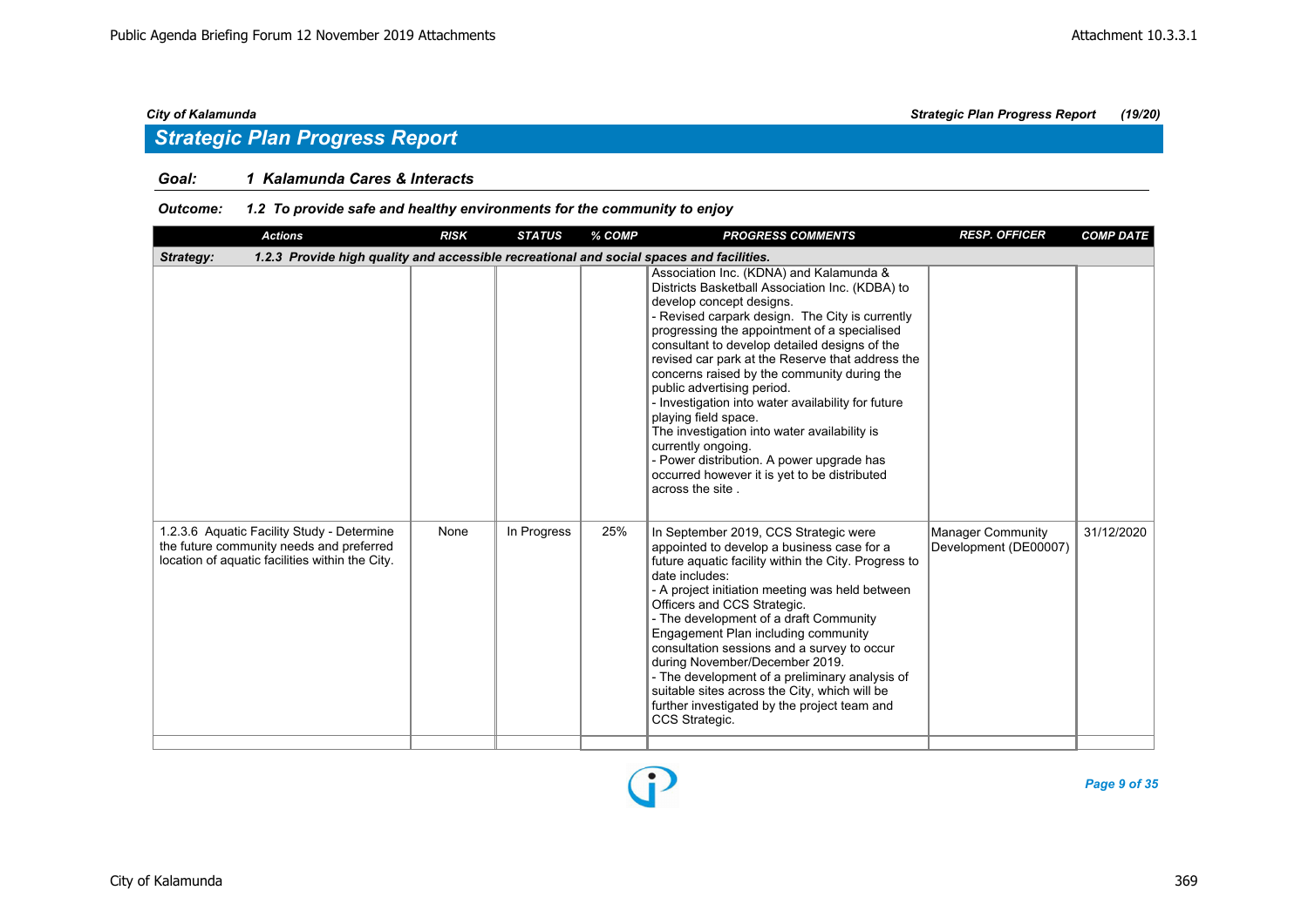## Strategic Plan Progress Report

**Goal:** **1 Kalamunda Cares & Interacts**

**Outcome:** **1.2 To provide safe and healthy environments for the community to enjoy**

| Actions | RISK | STATUS | % COMP | PROGRESS COMMENTS | RESP. OFFICER | COMP DATE |
|---|---|---|---|---|---|---|
| **Strategy: 1.2.3 Provide high quality and accessible recreational and social spaces and facilities.** | | | | | | |
| | | | | Association Inc. (KDNA) and Kalamunda & Districts Basketball Association Inc. (KDBA) to develop concept designs.<br>- Revised carpark design. The City is currently progressing the appointment of a specialised consultant to develop detailed designs of the revised car park at the Reserve that address the concerns raised by the community during the public advertising period.<br>- Investigation into water availability for future playing field space.<br>The investigation into water availability is currently ongoing.<br>- Power distribution. A power upgrade has occurred however it is yet to be distributed across the site . | | |
| 1.2.3.6 Aquatic Facility Study - Determine the future community needs and preferred location of aquatic facilities within the City. | None | In Progress | 25% | In September 2019, CCS Strategic were appointed to develop a business case for a future aquatic facility within the City. Progress to date includes:<br>- A project initiation meeting was held between Officers and CCS Strategic.<br>- The development of a draft Community Engagement Plan including community consultation sessions and a survey to occur during November/December 2019.<br>- The development of a preliminary analysis of suitable sites across the City, which will be further investigated by the project team and CCS Strategic. | Manager Community Development (DE00007) | 31/12/2020 |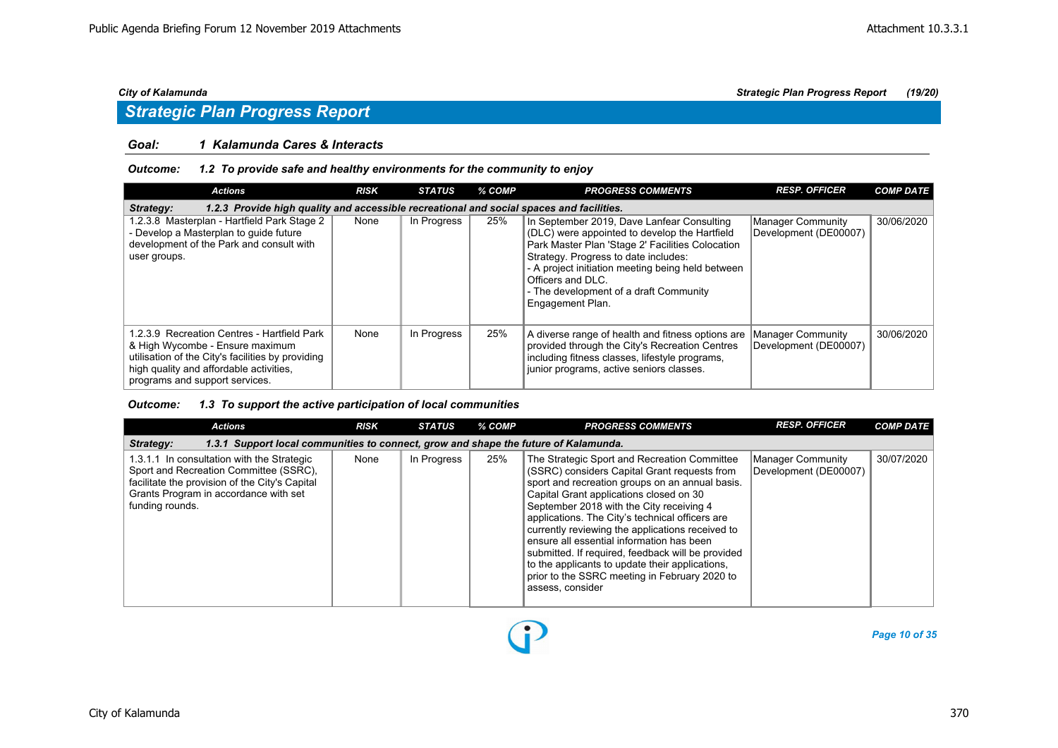*City of Kalamunda* *Strategic Plan Progress Report (19/20)*

## Strategic Plan Progress Report

### Goal: 1 Kalamunda Cares & Interacts

#### Outcome: 1.2 To provide safe and healthy environments for the community to enjoy

| Actions | RISK | STATUS | % COMP | PROGRESS COMMENTS | RESP. OFFICER | COMP DATE |
|---|---|---|---|---|---|---|
| **Strategy: 1.2.3 Provide high quality and accessible recreational and social spaces and facilities.** | | | | | | |
| 1.2.3.8 Masterplan - Hartfield Park Stage 2 - Develop a Masterplan to guide future development of the Park and consult with user groups. | None | In Progress | 25% | In September 2019, Dave Lanfear Consulting (DLC) were appointed to develop the Hartfield Park Master Plan 'Stage 2' Facilities Colocation Strategy. Progress to date includes:<br>- A project initiation meeting being held between Officers and DLC.<br>- The development of a draft Community Engagement Plan. | Manager Community Development (DE00007) | 30/06/2020 |
| 1.2.3.9 Recreation Centres - Hartfield Park & High Wycombe - Ensure maximum utilisation of the City's facilities by providing high quality and affordable activities, programs and support services. | None | In Progress | 25% | A diverse range of health and fitness options are provided through the City's Recreation Centres including fitness classes, lifestyle programs, junior programs, active seniors classes. | Manager Community Development (DE00007) | 30/06/2020 |

#### Outcome: 1.3 To support the active participation of local communities

| Actions | RISK | STATUS | % COMP | PROGRESS COMMENTS | RESP. OFFICER | COMP DATE |
|---|---|---|---|---|---|---|
| **Strategy: 1.3.1 Support local communities to connect, grow and shape the future of Kalamunda.** | | | | | | |
| 1.3.1.1 In consultation with the Strategic Sport and Recreation Committee (SSRC), facilitate the provision of the City's Capital Grants Program in accordance with set funding rounds. | None | In Progress | 25% | The Strategic Sport and Recreation Committee (SSRC) considers Capital Grant requests from sport and recreation groups on an annual basis. Capital Grant applications closed on 30 September 2018 with the City receiving 4 applications. The City's technical officers are currently reviewing the applications received to ensure all essential information has been submitted. If required, feedback will be provided to the applicants to update their applications, prior to the SSRC meeting in February 2020 to assess, consider | Manager Community Development (DE00007) | 30/07/2020 |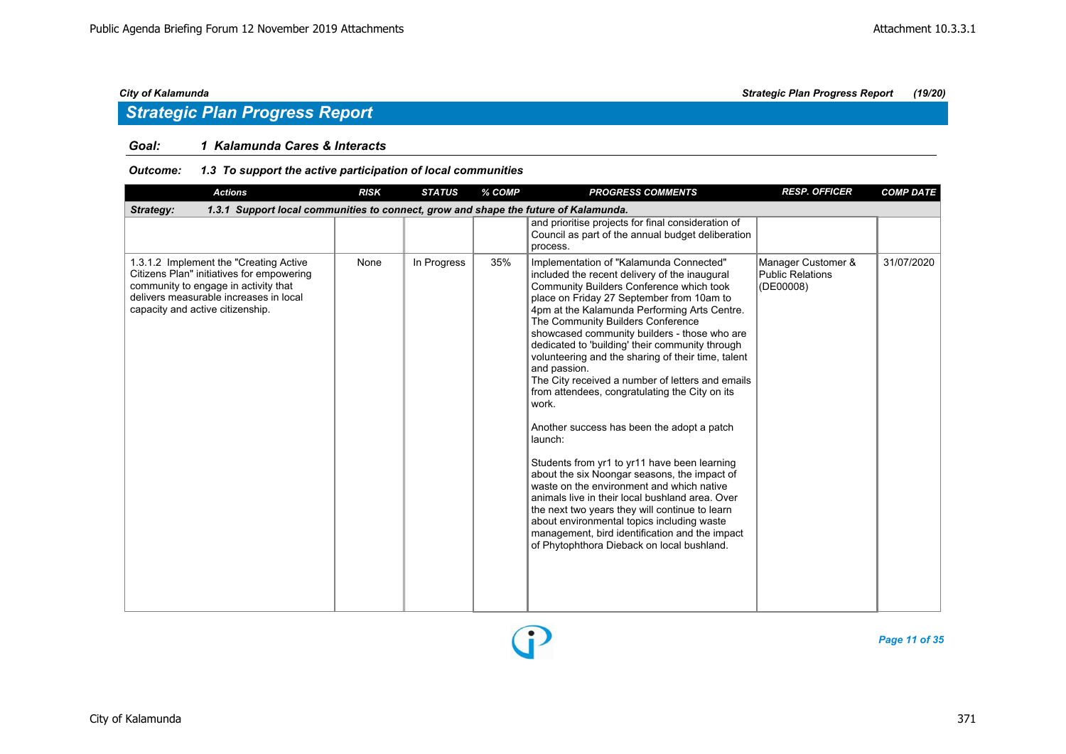*City of Kalamunda* — *Strategic Plan Progress Report* *(19/20)*

## Strategic Plan Progress Report

### *Goal: 1 Kalamunda Cares & Interacts*

#### *Outcome: 1.3 To support the active participation of local communities*

| Actions | RISK | STATUS | % COMP | PROGRESS COMMENTS | RESP. OFFICER | COMP DATE |
|---|---|---|---|---|---|---|
| **Strategy: 1.3.1 Support local communities to connect, grow and shape the future of Kalamunda.** | | | | | | |
| | | | | and prioritise projects for final consideration of Council as part of the annual budget deliberation process. | | |
| 1.3.1.2 Implement the "Creating Active Citizens Plan" initiatives for empowering community to engage in activity that delivers measurable increases in local capacity and active citizenship. | None | In Progress | 35% | Implementation of "Kalamunda Connected" included the recent delivery of the inaugural Community Builders Conference which took place on Friday 27 September from 10am to 4pm at the Kalamunda Performing Arts Centre. The Community Builders Conference showcased community builders - those who are dedicated to 'building' their community through volunteering and the sharing of their time, talent and passion.<br>The City received a number of letters and emails from attendees, congratulating the City on its work.<br><br>Another success has been the adopt a patch launch:<br><br>Students from yr1 to yr11 have been learning about the six Noongar seasons, the impact of waste on the environment and which native animals live in their local bushland area. Over the next two years they will continue to learn about environmental topics including waste management, bird identification and the impact of Phytophthora Dieback on local bushland. | Manager Customer & Public Relations (DE00008) | 31/07/2020 |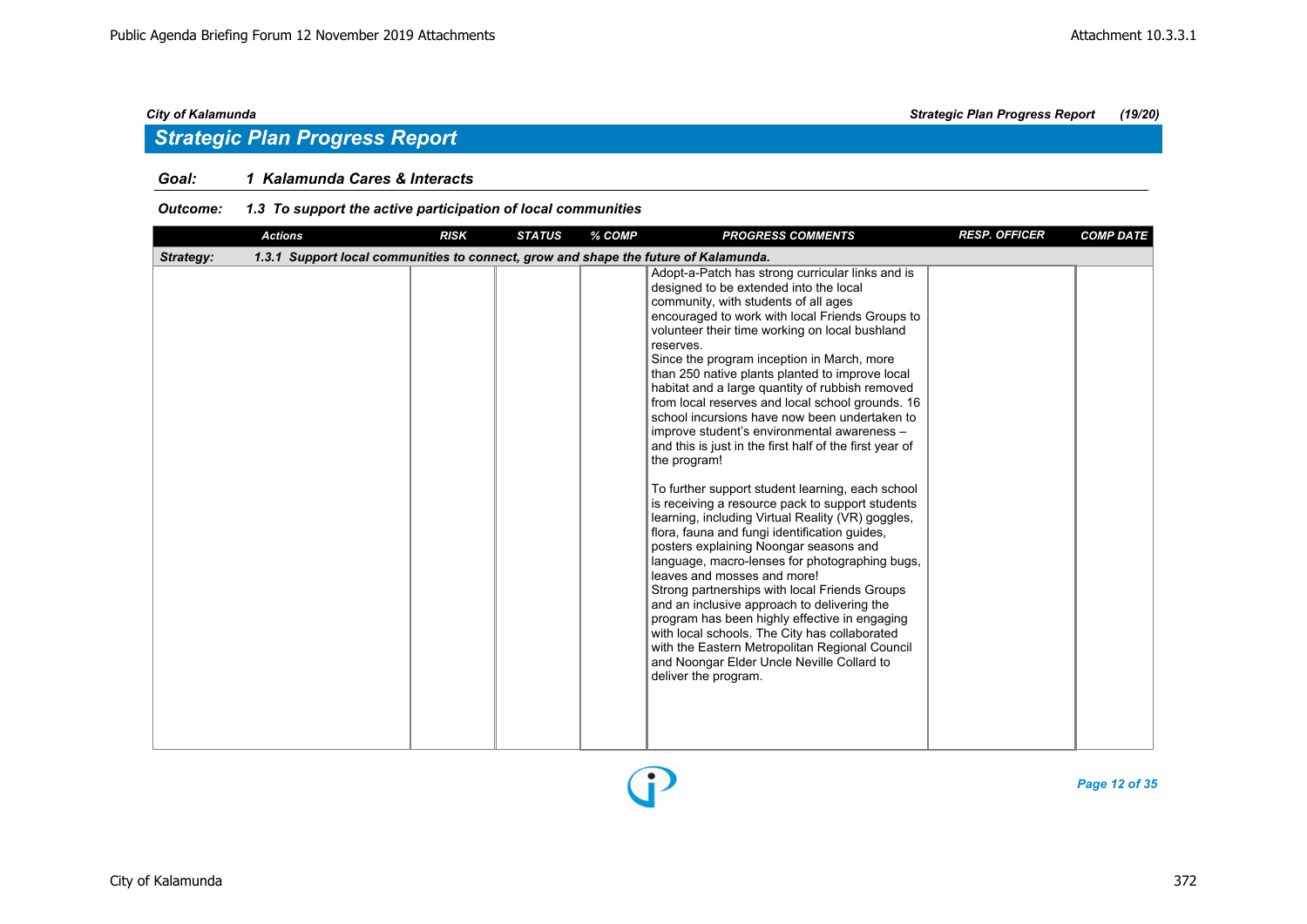## Strategic Plan Progress Report

**Goal:** ***1 Kalamunda Cares & Interacts***

**Outcome:** ***1.3 To support the active participation of local communities***

| Actions | RISK | STATUS | % COMP | PROGRESS COMMENTS | RESP. OFFICER | COMP DATE |
|---|---|---|---|---|---|---|
| **Strategy:** *1.3.1 Support local communities to connect, grow and shape the future of Kalamunda.* | | | | | | |
| | | | | Adopt-a-Patch has strong curricular links and is designed to be extended into the local community, with students of all ages encouraged to work with local Friends Groups to volunteer their time working on local bushland reserves.<br>Since the program inception in March, more than 250 native plants planted to improve local habitat and a large quantity of rubbish removed from local reserves and local school grounds. 16 school incursions have now been undertaken to improve student's environmental awareness – and this is just in the first half of the first year of the program!<br><br>To further support student learning, each school is receiving a resource pack to support students learning, including Virtual Reality (VR) goggles, flora, fauna and fungi identification guides, posters explaining Noongar seasons and language, macro-lenses for photographing bugs, leaves and mosses and more!<br>Strong partnerships with local Friends Groups and an inclusive approach to delivering the program has been highly effective in engaging with local schools. The City has collaborated with the Eastern Metropolitan Regional Council and Noongar Elder Uncle Neville Collard to deliver the program. | | |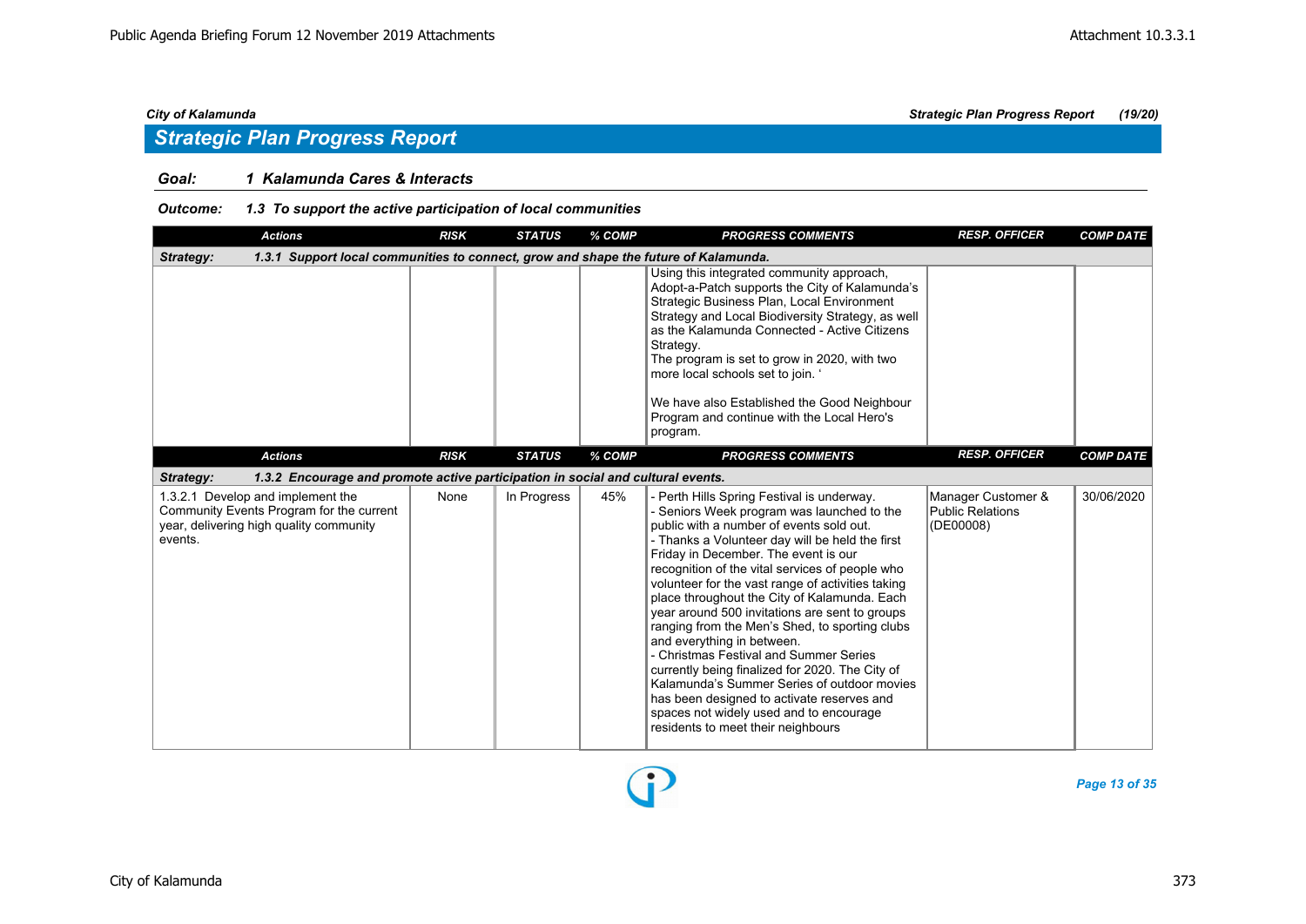## Strategic Plan Progress Report

**City of Kalamunda** — *Strategic Plan Progress Report (19/20)*

### Goal: 1 Kalamunda Cares & Interacts

#### Outcome: 1.3 To support the active participation of local communities

| Actions | RISK | STATUS | % COMP | PROGRESS COMMENTS | RESP. OFFICER | COMP DATE |
|---|---|---|---|---|---|---|
| **Strategy: 1.3.1 Support local communities to connect, grow and shape the future of Kalamunda.** | | | | | | |
| | | | | Using this integrated community approach, Adopt-a-Patch supports the City of Kalamunda's Strategic Business Plan, Local Environment Strategy and Local Biodiversity Strategy, as well as the Kalamunda Connected - Active Citizens Strategy.<br>The program is set to grow in 2020, with two more local schools set to join. '<br><br>We have also Established the Good Neighbour Program and continue with the Local Hero's program. | | |

| Actions | RISK | STATUS | % COMP | PROGRESS COMMENTS | RESP. OFFICER | COMP DATE |
|---|---|---|---|---|---|---|
| **Strategy: 1.3.2 Encourage and promote active participation in social and cultural events.** | | | | | | |
| 1.3.2.1 Develop and implement the Community Events Program for the current year, delivering high quality community events. | None | In Progress | 45% | - Perth Hills Spring Festival is underway.<br>- Seniors Week program was launched to the public with a number of events sold out.<br>- Thanks a Volunteer day will be held the first Friday in December. The event is our recognition of the vital services of people who volunteer for the vast range of activities taking place throughout the City of Kalamunda. Each year around 500 invitations are sent to groups ranging from the Men's Shed, to sporting clubs and everything in between.<br>- Christmas Festival and Summer Series currently being finalized for 2020. The City of Kalamunda's Summer Series of outdoor movies has been designed to activate reserves and spaces not widely used and to encourage residents to meet their neighbours | Manager Customer & Public Relations (DE00008) | 30/06/2020 |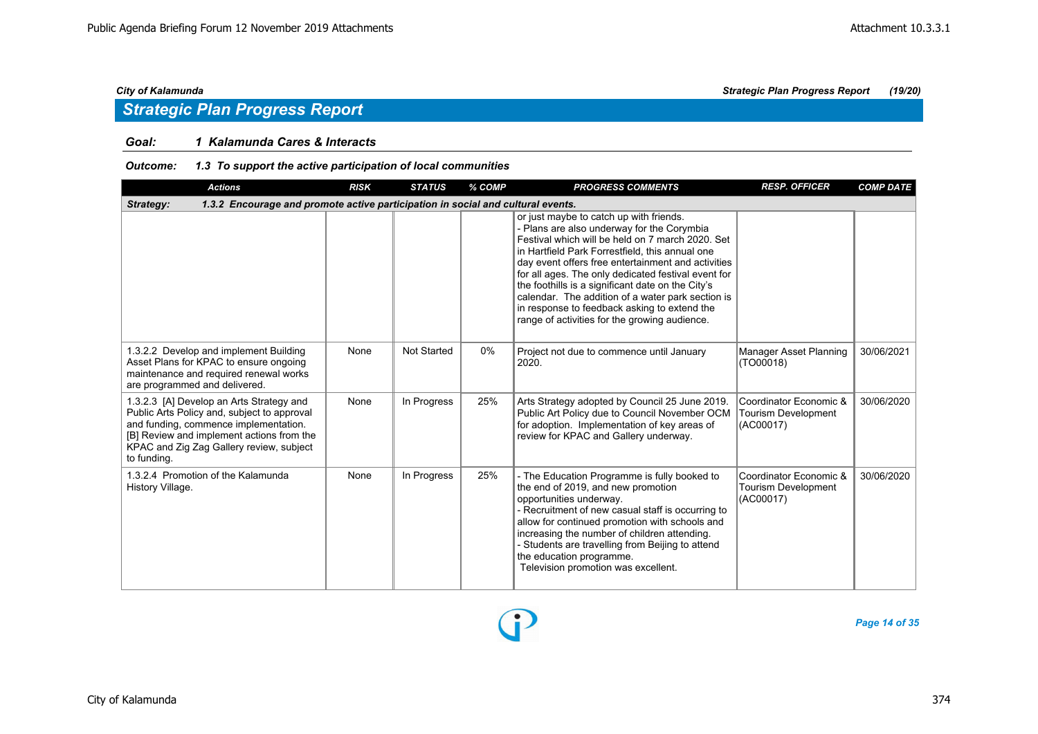## Strategic Plan Progress Report

**Goal:** *1 Kalamunda Cares & Interacts*

**Outcome:** *1.3 To support the active participation of local communities*

| Actions | RISK | STATUS | % COMP | PROGRESS COMMENTS | RESP. OFFICER | COMP DATE |
|---|---|---|---|---|---|---|
| **Strategy: 1.3.2 Encourage and promote active participation in social and cultural events.** | | | | | | |
| | | | | or just maybe to catch up with friends.<br>- Plans are also underway for the Corymbia Festival which will be held on 7 march 2020. Set in Hartfield Park Forrestfield, this annual one day event offers free entertainment and activities for all ages. The only dedicated festival event for the foothills is a significant date on the City's calendar. The addition of a water park section is in response to feedback asking to extend the range of activities for the growing audience. | | |
| 1.3.2.2 Develop and implement Building Asset Plans for KPAC to ensure ongoing maintenance and required renewal works are programmed and delivered. | None | Not Started | 0% | Project not due to commence until January 2020. | Manager Asset Planning (TO00018) | 30/06/2021 |
| 1.3.2.3 [A] Develop an Arts Strategy and Public Arts Policy and, subject to approval and funding, commence implementation.<br>[B] Review and implement actions from the KPAC and Zig Zag Gallery review, subject to funding. | None | In Progress | 25% | Arts Strategy adopted by Council 25 June 2019. Public Art Policy due to Council November OCM for adoption. Implementation of key areas of review for KPAC and Gallery underway. | Coordinator Economic & Tourism Development (AC00017) | 30/06/2020 |
| 1.3.2.4 Promotion of the Kalamunda History Village. | None | In Progress | 25% | - The Education Programme is fully booked to the end of 2019, and new promotion opportunities underway.<br>- Recruitment of new casual staff is occurring to allow for continued promotion with schools and increasing the number of children attending.<br>- Students are travelling from Beijing to attend the education programme.<br>Television promotion was excellent. | Coordinator Economic & Tourism Development (AC00017) | 30/06/2020 |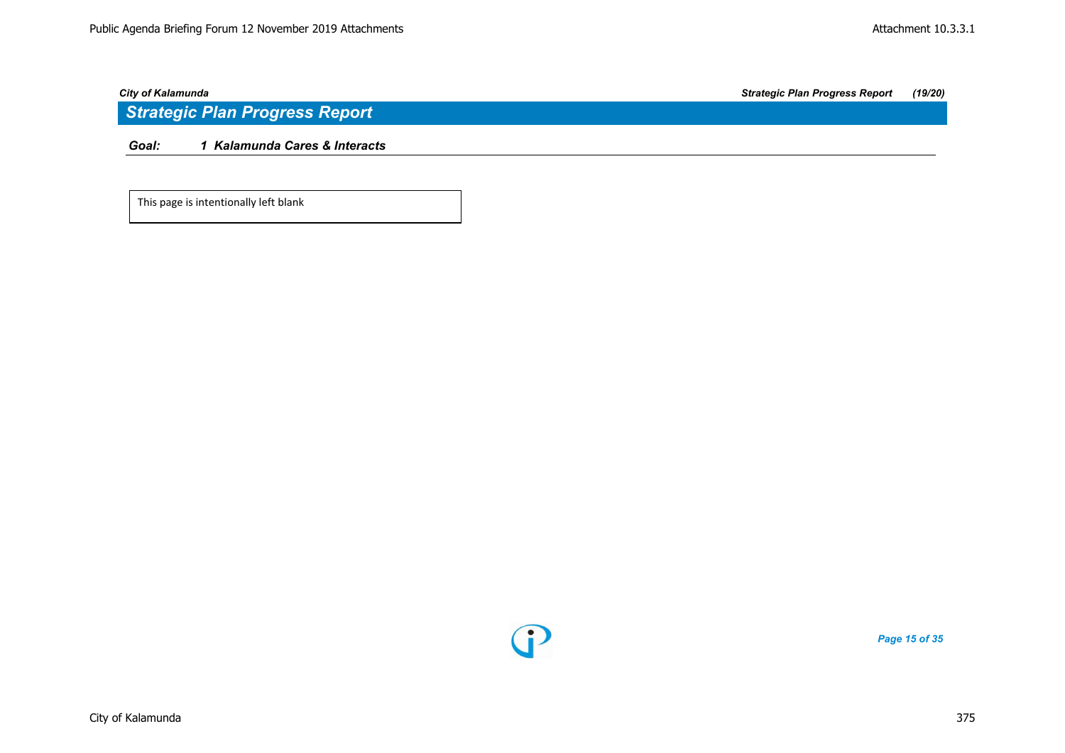## Strategic Plan Progress Report

**Goal: 1 Kalamunda Cares & Interacts**

This page is intentionally left blank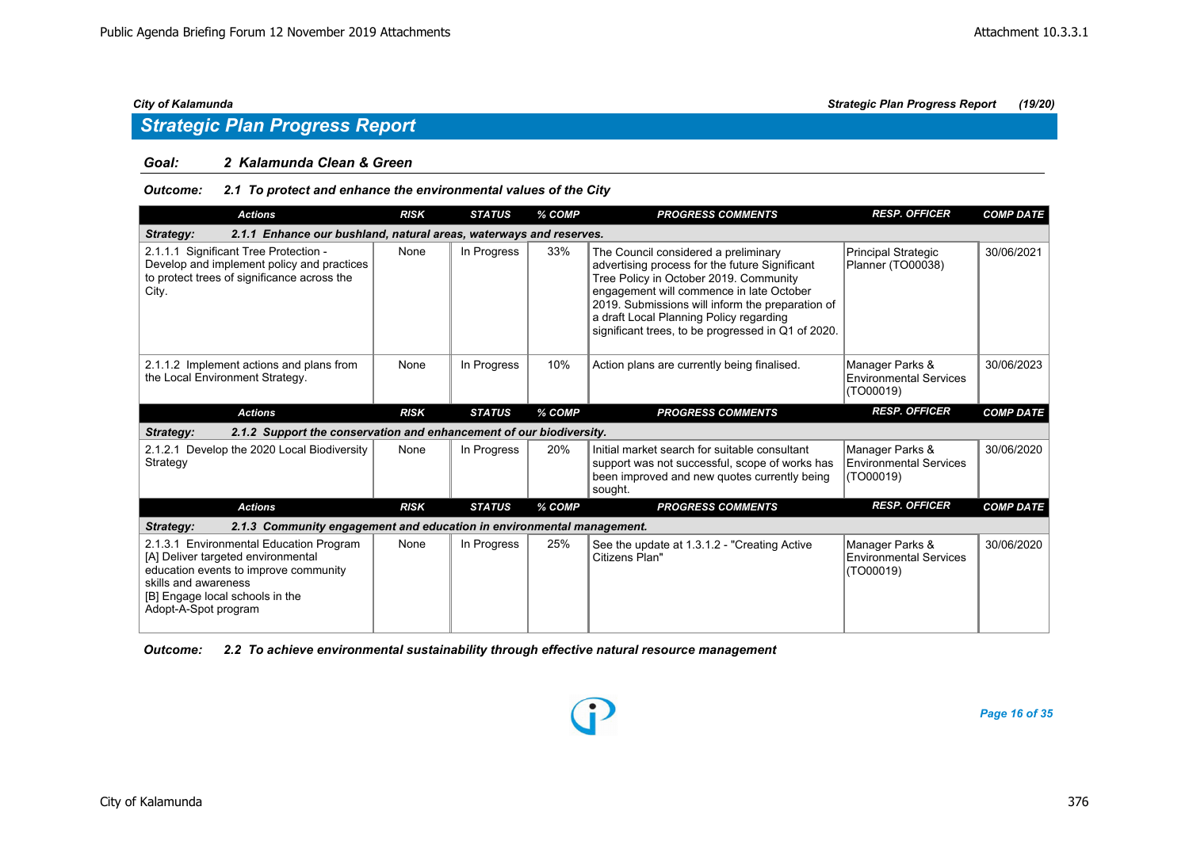## Strategic Plan Progress Report

### Goal: 2 Kalamunda Clean & Green

**Outcome: 2.1 To protect and enhance the environmental values of the City**

| Actions | RISK | STATUS | % COMP | PROGRESS COMMENTS | RESP. OFFICER | COMP DATE |
|---|---|---|---|---|---|---|
| **Strategy: 2.1.1 Enhance our bushland, natural areas, waterways and reserves.** | | | | | | |
| 2.1.1.1 Significant Tree Protection - Develop and implement policy and practices to protect trees of significance across the City. | None | In Progress | 33% | The Council considered a preliminary advertising process for the future Significant Tree Policy in October 2019. Community engagement will commence in late October 2019. Submissions will inform the preparation of a draft Local Planning Policy regarding significant trees, to be progressed in Q1 of 2020. | Principal Strategic Planner (TO00038) | 30/06/2021 |
| 2.1.1.2 Implement actions and plans from the Local Environment Strategy. | None | In Progress | 10% | Action plans are currently being finalised. | Manager Parks & Environmental Services (TO00019) | 30/06/2023 |
| **Strategy: 2.1.2 Support the conservation and enhancement of our biodiversity.** | | | | | | |
| 2.1.2.1 Develop the 2020 Local Biodiversity Strategy | None | In Progress | 20% | Initial market search for suitable consultant support was not successful, scope of works has been improved and new quotes currently being sought. | Manager Parks & Environmental Services (TO00019) | 30/06/2020 |
| **Strategy: 2.1.3 Community engagement and education in environmental management.** | | | | | | |
| 2.1.3.1 Environmental Education Program [A] Deliver targeted environmental education events to improve community skills and awareness [B] Engage local schools in the Adopt-A-Spot program | None | In Progress | 25% | See the update at 1.3.1.2 - "Creating Active Citizens Plan" | Manager Parks & Environmental Services (TO00019) | 30/06/2020 |

**Outcome: 2.2 To achieve environmental sustainability through effective natural resource management**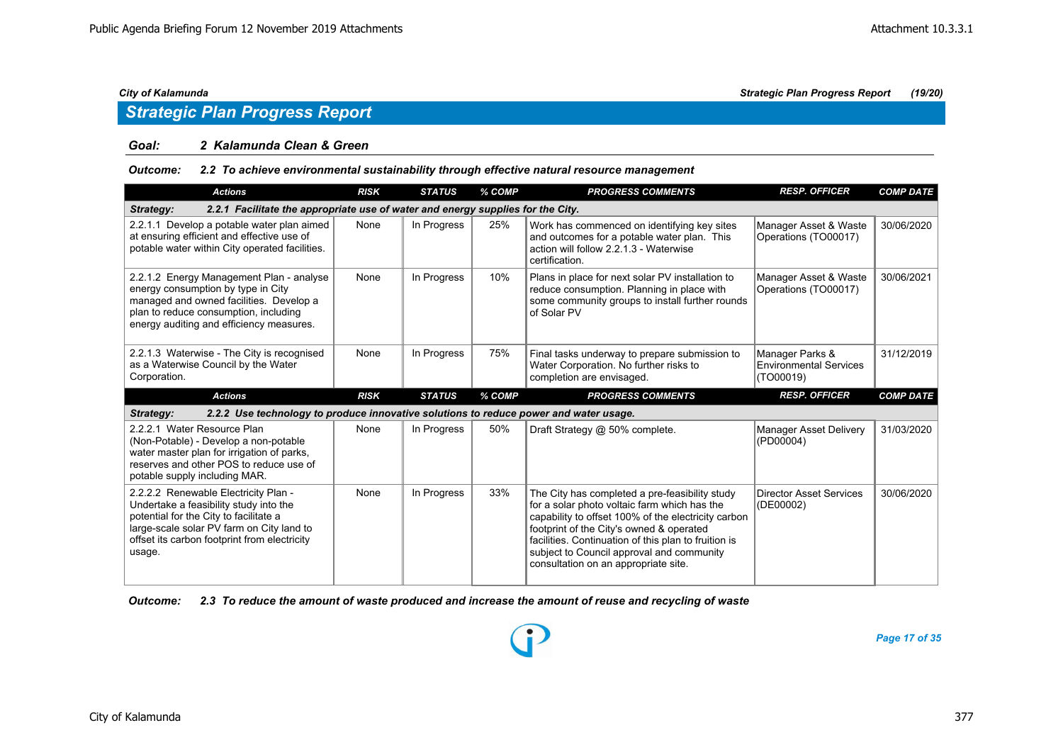## Strategic Plan Progress Report

**Goal: 2 Kalamunda Clean & Green**

**Outcome: 2.2 To achieve environmental sustainability through effective natural resource management**

| Actions | RISK | STATUS | % COMP | PROGRESS COMMENTS | RESP. OFFICER | COMP DATE |
|---|---|---|---|---|---|---|
| **Strategy: 2.2.1 Facilitate the appropriate use of water and energy supplies for the City.** | | | | | | |
| 2.2.1.1 Develop a potable water plan aimed at ensuring efficient and effective use of potable water within City operated facilities. | None | In Progress | 25% | Work has commenced on identifying key sites and outcomes for a potable water plan. This action will follow 2.2.1.3 - Waterwise certification. | Manager Asset & Waste Operations (TO00017) | 30/06/2020 |
| 2.2.1.2 Energy Management Plan - analyse energy consumption by type in City managed and owned facilities. Develop a plan to reduce consumption, including energy auditing and efficiency measures. | None | In Progress | 10% | Plans in place for next solar PV installation to reduce consumption. Planning in place with some community groups to install further rounds of Solar PV | Manager Asset & Waste Operations (TO00017) | 30/06/2021 |
| 2.2.1.3 Waterwise - The City is recognised as a Waterwise Council by the Water Corporation. | None | In Progress | 75% | Final tasks underway to prepare submission to Water Corporation. No further risks to completion are envisaged. | Manager Parks & Environmental Services (TO00019) | 31/12/2019 |
| **Strategy: 2.2.2 Use technology to produce innovative solutions to reduce power and water usage.** | | | | | | |
| 2.2.2.1 Water Resource Plan (Non-Potable) - Develop a non-potable water master plan for irrigation of parks, reserves and other POS to reduce use of potable supply including MAR. | None | In Progress | 50% | Draft Strategy @ 50% complete. | Manager Asset Delivery (PD00004) | 31/03/2020 |
| 2.2.2.2 Renewable Electricity Plan - Undertake a feasibility study into the potential for the City to facilitate a large-scale solar PV farm on City land to offset its carbon footprint from electricity usage. | None | In Progress | 33% | The City has completed a pre-feasibility study for a solar photo voltaic farm which has the capability to offset 100% of the electricity carbon footprint of the City's owned & operated facilities. Continuation of this plan to fruition is subject to Council approval and community consultation on an appropriate site. | Director Asset Services (DE00002) | 30/06/2020 |

**Outcome: 2.3 To reduce the amount of waste produced and increase the amount of reuse and recycling of waste**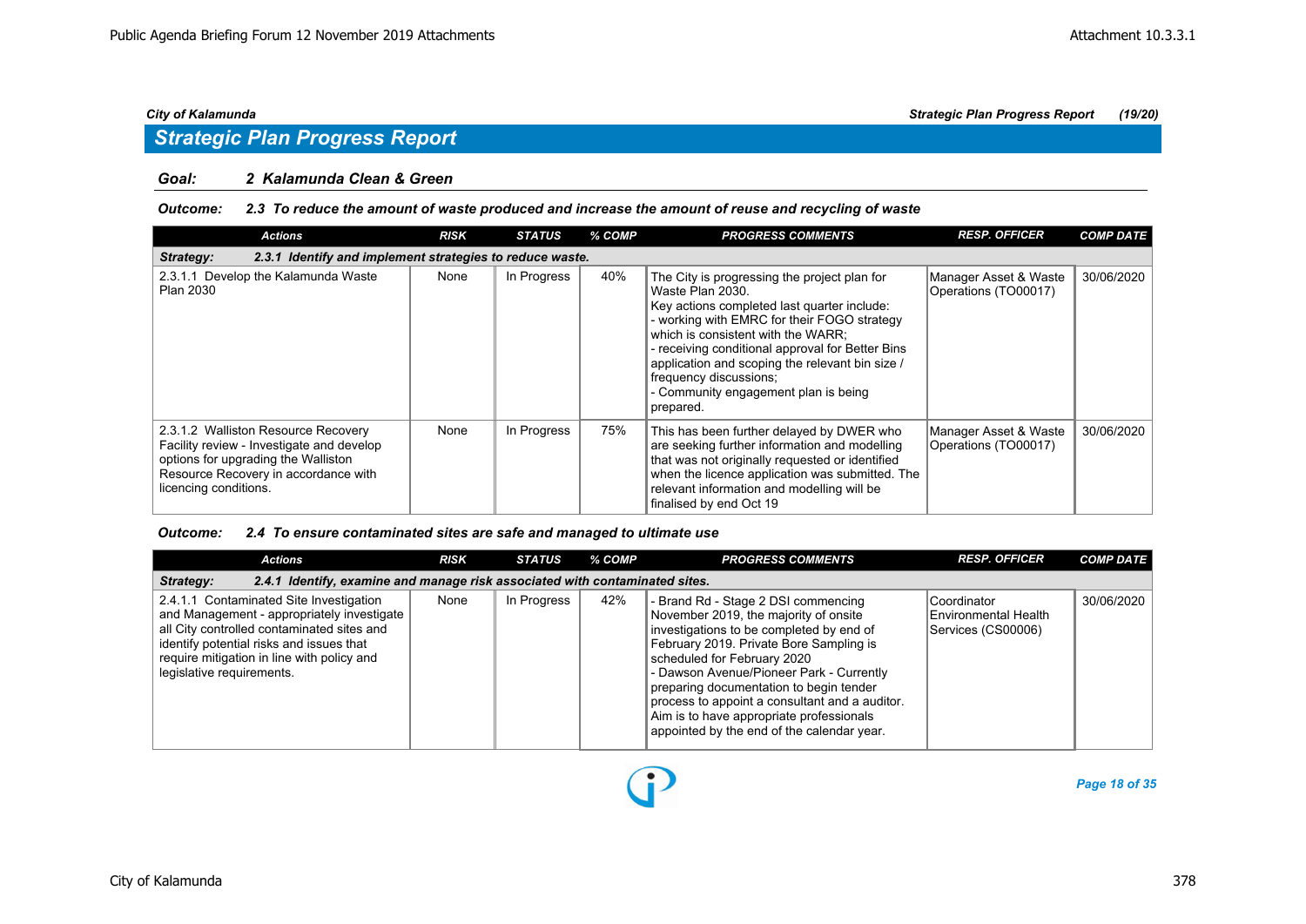*City of Kalamunda* *Strategic Plan Progress Report* *(19/20)*

## Strategic Plan Progress Report

### Goal: 2 Kalamunda Clean & Green

#### Outcome: 2.3 To reduce the amount of waste produced and increase the amount of reuse and recycling of waste

| Actions | RISK | STATUS | % COMP | PROGRESS COMMENTS | RESP. OFFICER | COMP DATE |
|---|---|---|---|---|---|---|
| **Strategy: 2.3.1 Identify and implement strategies to reduce waste.** | | | | | | |
| 2.3.1.1 Develop the Kalamunda Waste Plan 2030 | None | In Progress | 40% | The City is progressing the project plan for Waste Plan 2030.<br>Key actions completed last quarter include:<br>- working with EMRC for their FOGO strategy which is consistent with the WARR;<br>- receiving conditional approval for Better Bins application and scoping the relevant bin size / frequency discussions;<br>- Community engagement plan is being prepared. | Manager Asset & Waste Operations (TO00017) | 30/06/2020 |
| 2.3.1.2 Walliston Resource Recovery Facility review - Investigate and develop options for upgrading the Walliston Resource Recovery in accordance with licencing conditions. | None | In Progress | 75% | This has been further delayed by DWER who are seeking further information and modelling that was not originally requested or identified when the licence application was submitted. The relevant information and modelling will be finalised by end Oct 19 | Manager Asset & Waste Operations (TO00017) | 30/06/2020 |

#### Outcome: 2.4 To ensure contaminated sites are safe and managed to ultimate use

| Actions | RISK | STATUS | % COMP | PROGRESS COMMENTS | RESP. OFFICER | COMP DATE |
|---|---|---|---|---|---|---|
| **Strategy: 2.4.1 Identify, examine and manage risk associated with contaminated sites.** | | | | | | |
| 2.4.1.1 Contaminated Site Investigation and Management - appropriately investigate all City controlled contaminated sites and identify potential risks and issues that require mitigation in line with policy and legislative requirements. | None | In Progress | 42% | - Brand Rd - Stage 2 DSI commencing November 2019, the majority of onsite investigations to be completed by end of February 2019. Private Bore Sampling is scheduled for February 2020<br>- Dawson Avenue/Pioneer Park - Currently preparing documentation to begin tender process to appoint a consultant and a auditor. Aim is to have appropriate professionals appointed by the end of the calendar year. | Coordinator Environmental Health Services (CS00006) | 30/06/2020 |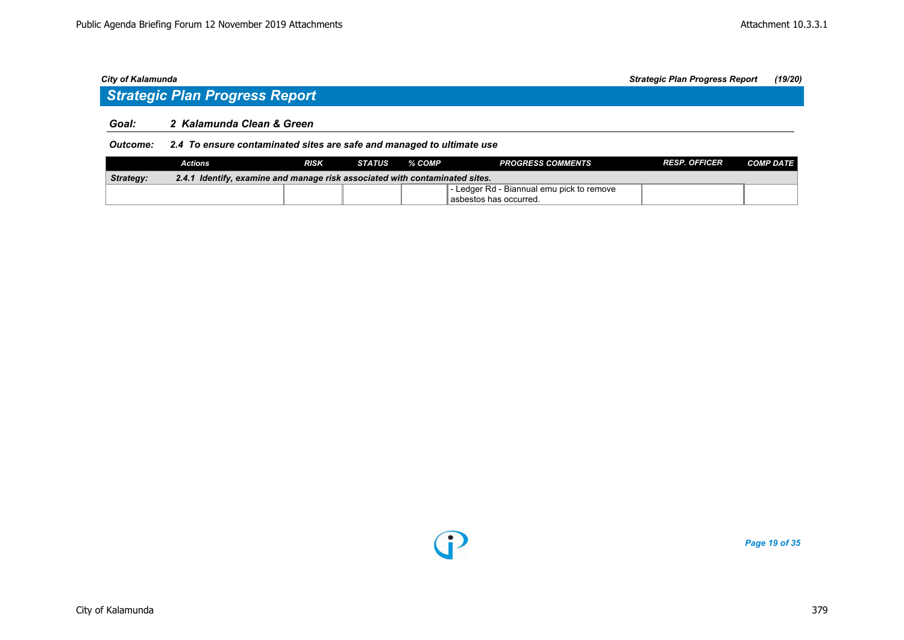## Strategic Plan Progress Report

**Goal:** ***2 Kalamunda Clean & Green***

***Outcome: 2.4 To ensure contaminated sites are safe and managed to ultimate use***

| Actions | RISK | STATUS | % COMP | PROGRESS COMMENTS | RESP. OFFICER | COMP DATE |
|---|---|---|---|---|---|---|
| ***Strategy: 2.4.1 Identify, examine and manage risk associated with contaminated sites.*** | | | | | | |
| | | | | - Ledger Rd - Biannual emu pick to remove asbestos has occurred. | | |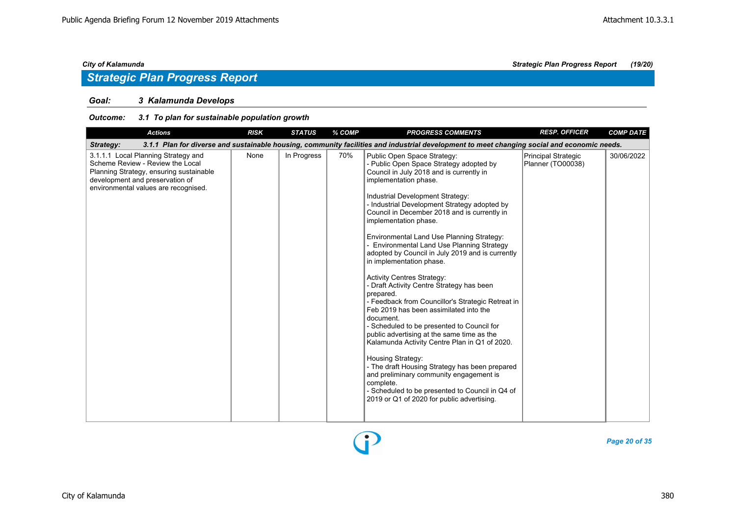*City of Kalamunda* — *Strategic Plan Progress Report* — *(19/20)*

## *Strategic Plan Progress Report*

### *Goal: 3 Kalamunda Develops*

#### *Outcome: 3.1 To plan for sustainable population growth*

| Actions | RISK | STATUS | % COMP | PROGRESS COMMENTS | RESP. OFFICER | COMP DATE |
|---|---|---|---|---|---|---|
| ***Strategy: 3.1.1 Plan for diverse and sustainable housing, community facilities and industrial development to meet changing social and economic needs.*** | | | | | | |
| 3.1.1.1 Local Planning Strategy and Scheme Review - Review the Local Planning Strategy, ensuring sustainable development and preservation of environmental values are recognised. | None | In Progress | 70% | Public Open Space Strategy:<br>- Public Open Space Strategy adopted by Council in July 2018 and is currently in implementation phase.<br><br>Industrial Development Strategy:<br>- Industrial Development Strategy adopted by Council in December 2018 and is currently in implementation phase.<br><br>Environmental Land Use Planning Strategy:<br>- Environmental Land Use Planning Strategy adopted by Council in July 2019 and is currently in implementation phase.<br><br>Activity Centres Strategy:<br>- Draft Activity Centre Strategy has been prepared.<br>- Feedback from Councillor's Strategic Retreat in Feb 2019 has been assimilated into the document.<br>- Scheduled to be presented to Council for public advertising at the same time as the Kalamunda Activity Centre Plan in Q1 of 2020.<br><br>Housing Strategy:<br>- The draft Housing Strategy has been prepared and preliminary community engagement is complete.<br>- Scheduled to be presented to Council in Q4 of 2019 or Q1 of 2020 for public advertising. | Principal Strategic Planner (TO00038) | 30/06/2022 |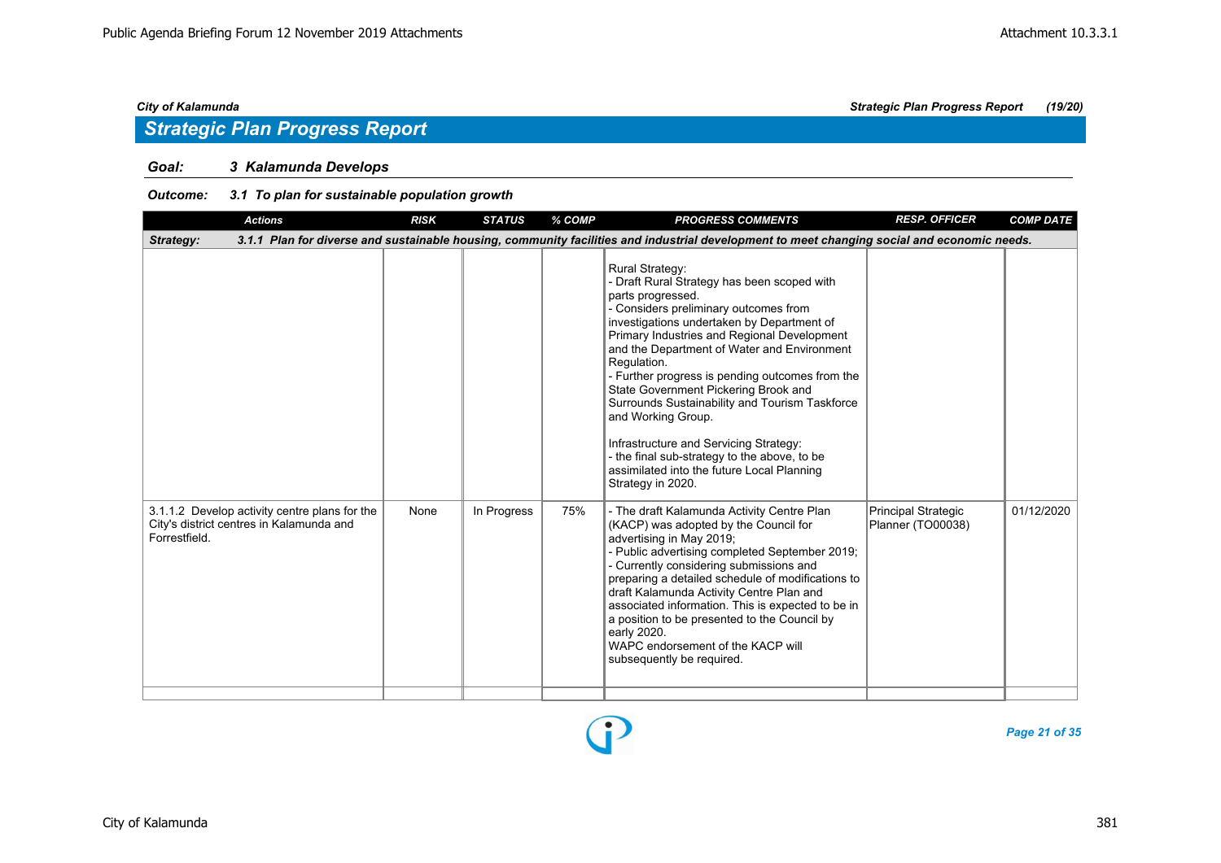## Strategic Plan Progress Report

### Goal: 3 Kalamunda Develops

#### Outcome: 3.1 To plan for sustainable population growth

| Actions | RISK | STATUS | % COMP | PROGRESS COMMENTS | RESP. OFFICER | COMP DATE |
|---|---|---|---|---|---|---|
| **Strategy:** 3.1.1 Plan for diverse and sustainable housing, community facilities and industrial development to meet changing social and economic needs. | | | | | | |
| | | | | Rural Strategy:<br>- Draft Rural Strategy has been scoped with parts progressed.<br>- Considers preliminary outcomes from investigations undertaken by Department of Primary Industries and Regional Development and the Department of Water and Environment Regulation.<br>- Further progress is pending outcomes from the State Government Pickering Brook and Surrounds Sustainability and Tourism Taskforce and Working Group.<br><br>Infrastructure and Servicing Strategy:<br>- the final sub-strategy to the above, to be assimilated into the future Local Planning Strategy in 2020. | | |
| 3.1.1.2 Develop activity centre plans for the City's district centres in Kalamunda and Forrestfield. | None | In Progress | 75% | - The draft Kalamunda Activity Centre Plan (KACP) was adopted by the Council for advertising in May 2019;<br>- Public advertising completed September 2019;<br>- Currently considering submissions and preparing a detailed schedule of modifications to draft Kalamunda Activity Centre Plan and associated information. This is expected to be in a position to be presented to the Council by early 2020.<br>WAPC endorsement of the KACP will subsequently be required. | Principal Strategic Planner (TO00038) | 01/12/2020 |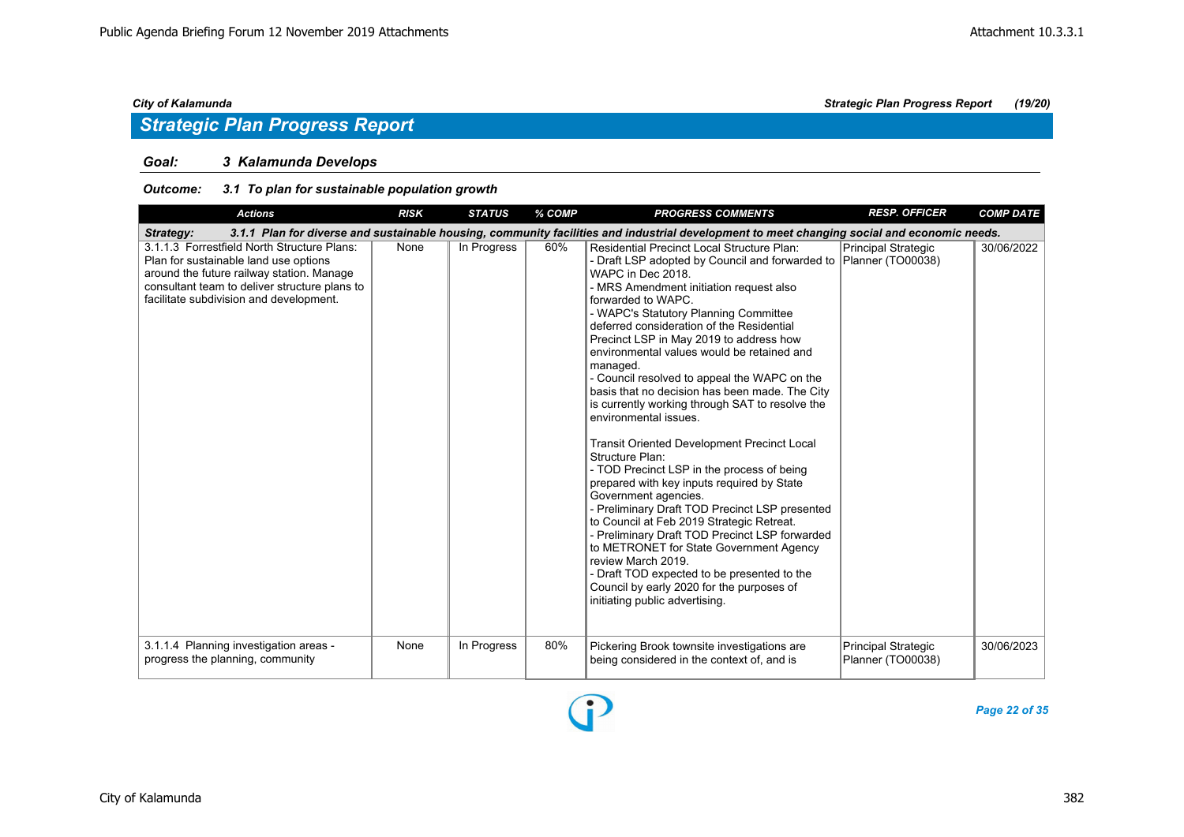## Strategic Plan Progress Report

### Goal: 3 Kalamunda Develops

#### Outcome: 3.1 To plan for sustainable population growth

| Actions | RISK | STATUS | % COMP | PROGRESS COMMENTS | RESP. OFFICER | COMP DATE |
|---|---|---|---|---|---|---|
| **Strategy: 3.1.1 Plan for diverse and sustainable housing, community facilities and industrial development to meet changing social and economic needs.** | | | | | | |
| 3.1.1.3 Forrestfield North Structure Plans: Plan for sustainable land use options around the future railway station. Manage consultant team to deliver structure plans to facilitate subdivision and development. | None | In Progress | 60% | Residential Precinct Local Structure Plan:<br>- Draft LSP adopted by Council and forwarded to WAPC in Dec 2018.<br>- MRS Amendment initiation request also forwarded to WAPC.<br>- WAPC's Statutory Planning Committee deferred consideration of the Residential Precinct LSP in May 2019 to address how environmental values would be retained and managed.<br>- Council resolved to appeal the WAPC on the basis that no decision has been made. The City is currently working through SAT to resolve the environmental issues.<br><br>Transit Oriented Development Precinct Local Structure Plan:<br>- TOD Precinct LSP in the process of being prepared with key inputs required by State Government agencies.<br>- Preliminary Draft TOD Precinct LSP presented to Council at Feb 2019 Strategic Retreat.<br>- Preliminary Draft TOD Precinct LSP forwarded to METRONET for State Government Agency review March 2019.<br>- Draft TOD expected to be presented to the Council by early 2020 for the purposes of initiating public advertising. | Principal Strategic Planner (TO00038) | 30/06/2022 |
| 3.1.1.4 Planning investigation areas - progress the planning, community | None | In Progress | 80% | Pickering Brook townsite investigations are being considered in the context of, and is | Principal Strategic Planner (TO00038) | 30/06/2023 |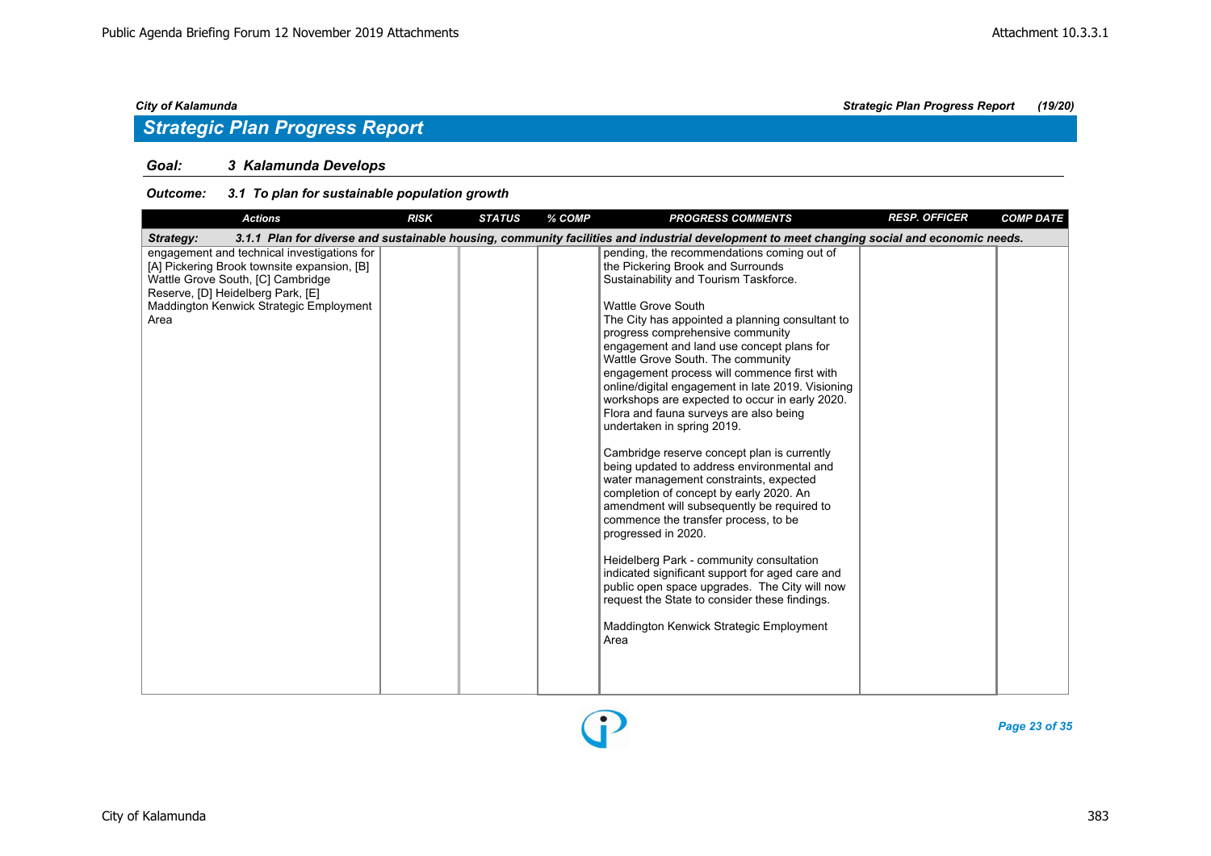City of Kalamunda | Strategic Plan Progress Report | (19/20)

## Strategic Plan Progress Report

**Goal:** **3 Kalamunda Develops**

**Outcome:** **3.1 To plan for sustainable population growth**

| Actions | RISK | STATUS | % COMP | PROGRESS COMMENTS | RESP. OFFICER | COMP DATE |
|---|---|---|---|---|---|---|
| **Strategy: 3.1.1 Plan for diverse and sustainable housing, community facilities and industrial development to meet changing social and economic needs.** | | | | | | |
| engagement and technical investigations for [A] Pickering Brook townsite expansion, [B] Wattle Grove South, [C] Cambridge Reserve, [D] Heidelberg Park, [E] Maddington Kenwick Strategic Employment Area | | | | pending, the recommendations coming out of the Pickering Brook and Surrounds Sustainability and Tourism Taskforce.<br><br>Wattle Grove South<br>The City has appointed a planning consultant to progress comprehensive community engagement and land use concept plans for Wattle Grove South. The community engagement process will commence first with online/digital engagement in late 2019. Visioning workshops are expected to occur in early 2020. Flora and fauna surveys are also being undertaken in spring 2019.<br><br>Cambridge reserve concept plan is currently being updated to address environmental and water management constraints, expected completion of concept by early 2020. An amendment will subsequently be required to commence the transfer process, to be progressed in 2020.<br><br>Heidelberg Park - community consultation indicated significant support for aged care and public open space upgrades. The City will now request the State to consider these findings.<br><br>Maddington Kenwick Strategic Employment Area | | |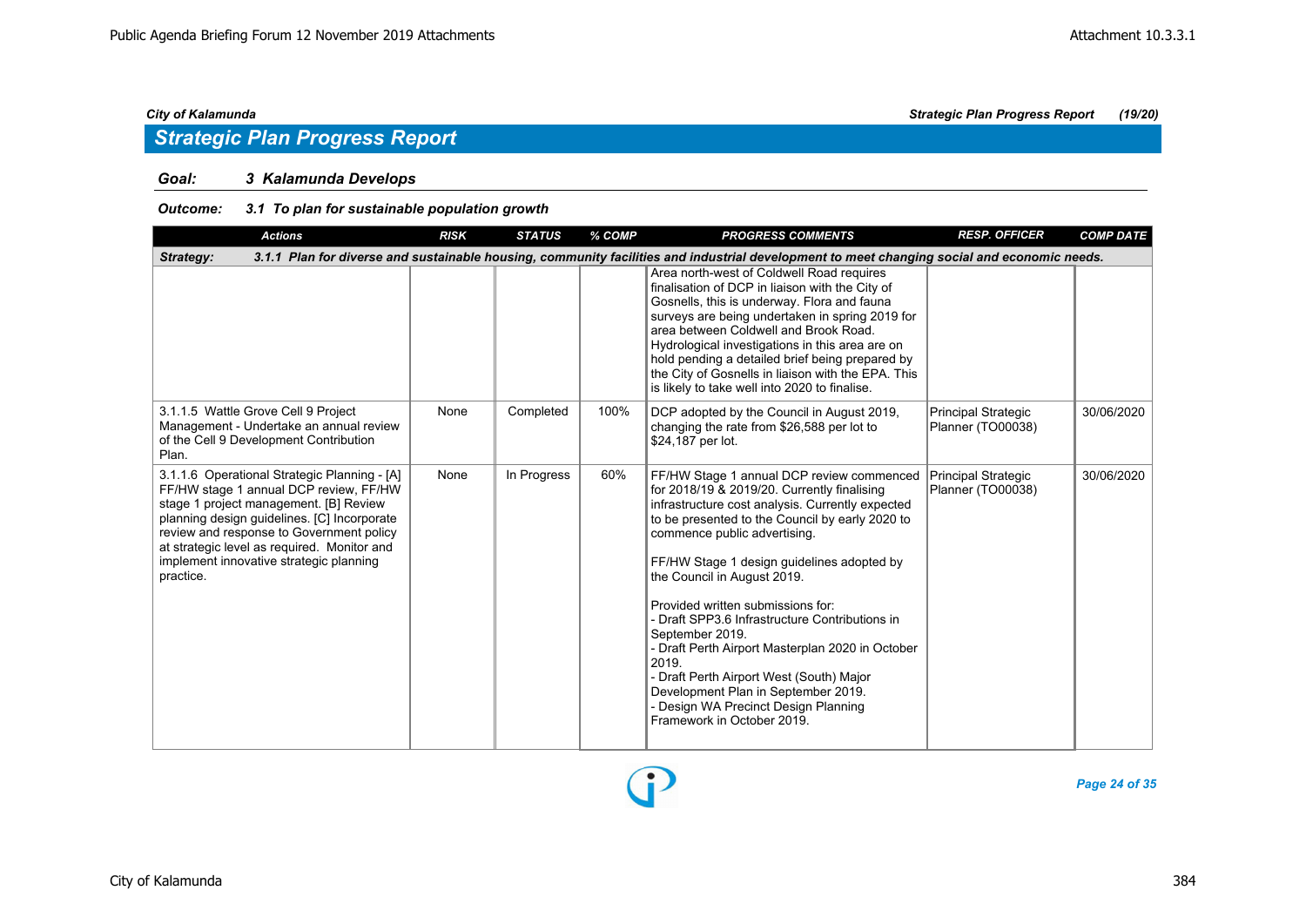## Strategic Plan Progress Report

### Goal: 3 Kalamunda Develops

#### Outcome: 3.1 To plan for sustainable population growth

| Actions | RISK | STATUS | % COMP | PROGRESS COMMENTS | RESP. OFFICER | COMP DATE |
|---|---|---|---|---|---|---|
| **Strategy: 3.1.1 Plan for diverse and sustainable housing, community facilities and industrial development to meet changing social and economic needs.** | | | | | | |
| | | | | Area north-west of Coldwell Road requires finalisation of DCP in liaison with the City of Gosnells, this is underway. Flora and fauna surveys are being undertaken in spring 2019 for area between Coldwell and Brook Road. Hydrological investigations in this area are on hold pending a detailed brief being prepared by the City of Gosnells in liaison with the EPA. This is likely to take well into 2020 to finalise. | | |
| 3.1.1.5 Wattle Grove Cell 9 Project Management - Undertake an annual review of the Cell 9 Development Contribution Plan. | None | Completed | 100% | DCP adopted by the Council in August 2019, changing the rate from $26,588 per lot to $24,187 per lot. | Principal Strategic Planner (TO00038) | 30/06/2020 |
| 3.1.1.6 Operational Strategic Planning - [A] FF/HW stage 1 annual DCP review, FF/HW stage 1 project management. [B] Review planning design guidelines. [C] Incorporate review and response to Government policy at strategic level as required. Monitor and implement innovative strategic planning practice. | None | In Progress | 60% | FF/HW Stage 1 annual DCP review commenced for 2018/19 & 2019/20. Currently finalising infrastructure cost analysis. Currently expected to be presented to the Council by early 2020 to commence public advertising.<br><br>FF/HW Stage 1 design guidelines adopted by the Council in August 2019.<br><br>Provided written submissions for:<br>- Draft SPP3.6 Infrastructure Contributions in September 2019.<br>- Draft Perth Airport Masterplan 2020 in October 2019.<br>- Draft Perth Airport West (South) Major Development Plan in September 2019.<br>- Design WA Precinct Design Planning Framework in October 2019. | Principal Strategic Planner (TO00038) | 30/06/2020 |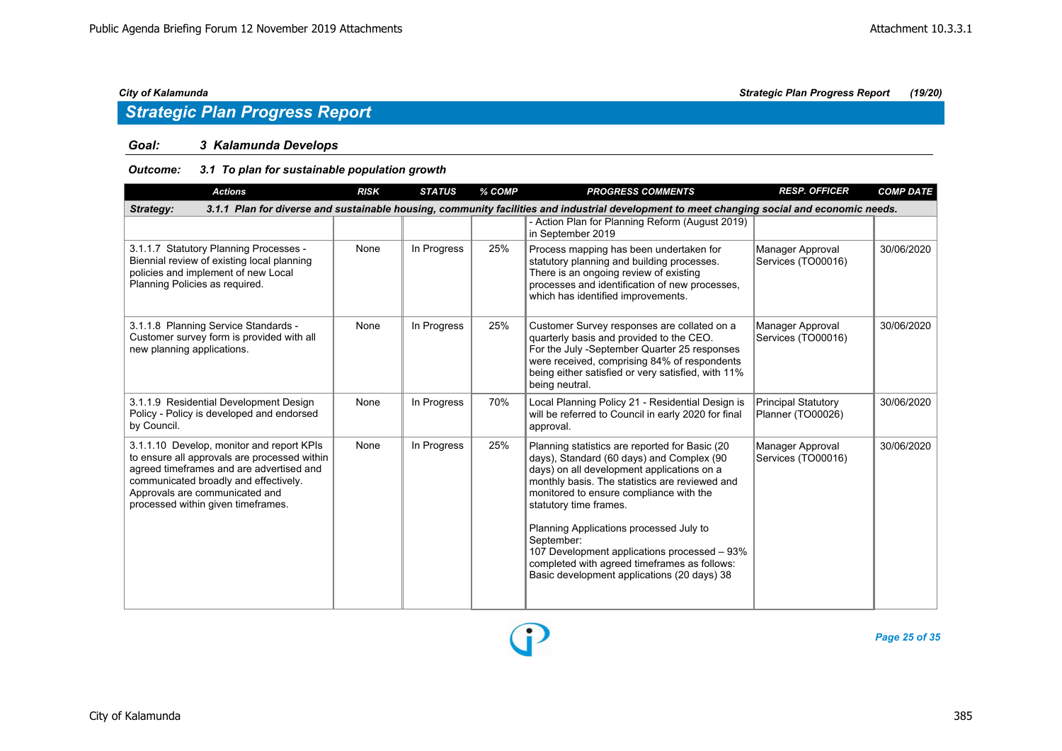## Strategic Plan Progress Report

### Goal: 3 Kalamunda Develops

#### Outcome: 3.1 To plan for sustainable population growth

| Actions | RISK | STATUS | % COMP | PROGRESS COMMENTS | RESP. OFFICER | COMP DATE |
|---|---|---|---|---|---|---|
| **Strategy: 3.1.1 Plan for diverse and sustainable housing, community facilities and industrial development to meet changing social and economic needs.** | | | | | | |
| | | | | - Action Plan for Planning Reform (August 2019) in September 2019 | | |
| 3.1.1.7 Statutory Planning Processes - Biennial review of existing local planning policies and implement of new Local Planning Policies as required. | None | In Progress | 25% | Process mapping has been undertaken for statutory planning and building processes. There is an ongoing review of existing processes and identification of new processes, which has identified improvements. | Manager Approval Services (TO00016) | 30/06/2020 |
| 3.1.1.8 Planning Service Standards - Customer survey form is provided with all new planning applications. | None | In Progress | 25% | Customer Survey responses are collated on a quarterly basis and provided to the CEO. For the July -September Quarter 25 responses were received, comprising 84% of respondents being either satisfied or very satisfied, with 11% being neutral. | Manager Approval Services (TO00016) | 30/06/2020 |
| 3.1.1.9 Residential Development Design Policy - Policy is developed and endorsed by Council. | None | In Progress | 70% | Local Planning Policy 21 - Residential Design is will be referred to Council in early 2020 for final approval. | Principal Statutory Planner (TO00026) | 30/06/2020 |
| 3.1.1.10 Develop, monitor and report KPIs to ensure all approvals are processed within agreed timeframes and are advertised and communicated broadly and effectively. Approvals are communicated and processed within given timeframes. | None | In Progress | 25% | Planning statistics are reported for Basic (20 days), Standard (60 days) and Complex (90 days) on all development applications on a monthly basis. The statistics are reviewed and monitored to ensure compliance with the statutory time frames.<br><br>Planning Applications processed July to September:<br>107 Development applications processed – 93% completed with agreed timeframes as follows:<br>Basic development applications (20 days) 38 | Manager Approval Services (TO00016) | 30/06/2020 |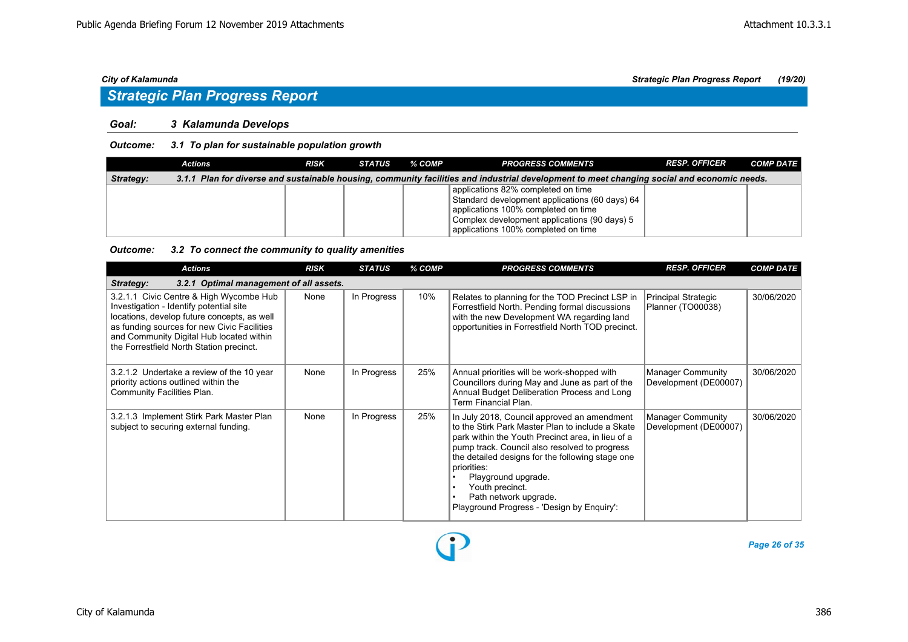## Strategic Plan Progress Report

### Goal: 3 Kalamunda Develops

#### Outcome: 3.1 To plan for sustainable population growth

| Actions | RISK | STATUS | % COMP | PROGRESS COMMENTS | RESP. OFFICER | COMP DATE |
|---|---|---|---|---|---|---|
| **Strategy: 3.1.1 Plan for diverse and sustainable housing, community facilities and industrial development to meet changing social and economic needs.** | | | | | | |
| | | | | applications 82% completed on time<br>Standard development applications (60 days) 64 applications 100% completed on time<br>Complex development applications (90 days) 5 applications 100% completed on time | | |

#### Outcome: 3.2 To connect the community to quality amenities

| Actions | RISK | STATUS | % COMP | PROGRESS COMMENTS | RESP. OFFICER | COMP DATE |
|---|---|---|---|---|---|---|
| **Strategy: 3.2.1 Optimal management of all assets.** | | | | | | |
| 3.2.1.1 Civic Centre & High Wycombe Hub Investigation - Identify potential site locations, develop future concepts, as well as funding sources for new Civic Facilities and Community Digital Hub located within the Forrestfield North Station precinct. | None | In Progress | 10% | Relates to planning for the TOD Precinct LSP in Forrestfield North. Pending formal discussions with the new Development WA regarding land opportunities in Forrestfield North TOD precinct. | Principal Strategic Planner (TO00038) | 30/06/2020 |
| 3.2.1.2 Undertake a review of the 10 year priority actions outlined within the Community Facilities Plan. | None | In Progress | 25% | Annual priorities will be work-shopped with Councillors during May and June as part of the Annual Budget Deliberation Process and Long Term Financial Plan. | Manager Community Development (DE00007) | 30/06/2020 |
| 3.2.1.3 Implement Stirk Park Master Plan subject to securing external funding. | None | In Progress | 25% | In July 2018, Council approved an amendment to the Stirk Park Master Plan to include a Skate park within the Youth Precinct area, in lieu of a pump track. Council also resolved to progress the detailed designs for the following stage one priorities:<br>• Playground upgrade.<br>• Youth precinct.<br>• Path network upgrade.<br>Playground Progress - 'Design by Enquiry': | Manager Community Development (DE00007) | 30/06/2020 |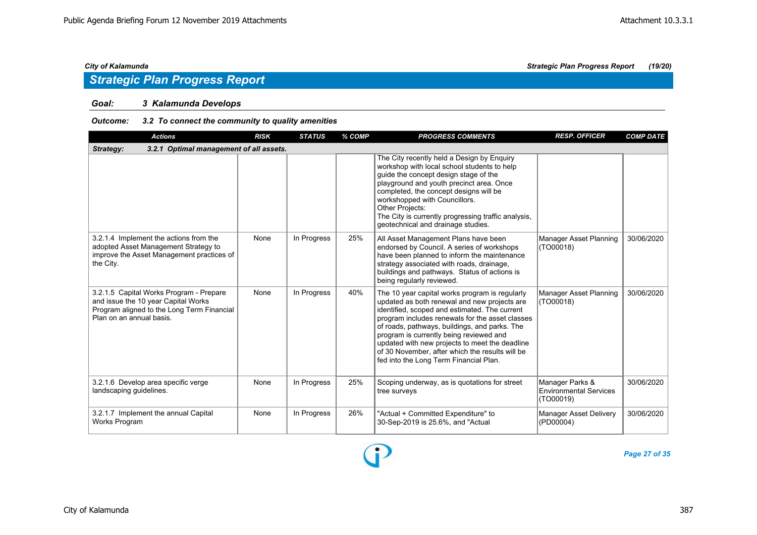## Strategic Plan Progress Report

### Goal: 3 Kalamunda Develops

#### Outcome: 3.2 To connect the community to quality amenities

| Actions | RISK | STATUS | % COMP | PROGRESS COMMENTS | RESP. OFFICER | COMP DATE |
|---|---|---|---|---|---|---|
| **Strategy: 3.2.1 Optimal management of all assets.** | | | | | | |
| | | | | The City recently held a Design by Enquiry workshop with local school students to help guide the concept design stage of the playground and youth precinct area. Once completed, the concept designs will be workshopped with Councillors.<br>Other Projects:<br>The City is currently progressing traffic analysis, geotechnical and drainage studies. | | |
| 3.2.1.4 Implement the actions from the adopted Asset Management Strategy to improve the Asset Management practices of the City. | None | In Progress | 25% | All Asset Management Plans have been endorsed by Council. A series of workshops have been planned to inform the maintenance strategy associated with roads, drainage, buildings and pathways. Status of actions is being regularly reviewed. | Manager Asset Planning (TO00018) | 30/06/2020 |
| 3.2.1.5 Capital Works Program - Prepare and issue the 10 year Capital Works Program aligned to the Long Term Financial Plan on an annual basis. | None | In Progress | 40% | The 10 year capital works program is regularly updated as both renewal and new projects are identified, scoped and estimated. The current program includes renewals for the asset classes of roads, pathways, buildings, and parks. The program is currently being reviewed and updated with new projects to meet the deadline of 30 November, after which the results will be fed into the Long Term Financial Plan. | Manager Asset Planning (TO00018) | 30/06/2020 |
| 3.2.1.6 Develop area specific verge landscaping guidelines. | None | In Progress | 25% | Scoping underway, as is quotations for street tree surveys | Manager Parks & Environmental Services (TO00019) | 30/06/2020 |
| 3.2.1.7 Implement the annual Capital Works Program | None | In Progress | 26% | "Actual + Committed Expenditure" to 30-Sep-2019 is 25.6%, and "Actual | Manager Asset Delivery (PD00004) | 30/06/2020 |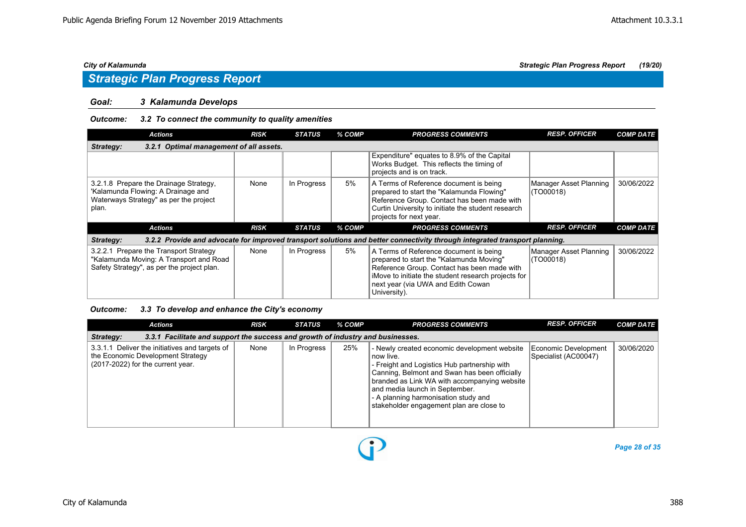## Strategic Plan Progress Report

### Goal: 3 Kalamunda Develops

#### Outcome: 3.2 To connect the community to quality amenities

| Actions | RISK | STATUS | % COMP | PROGRESS COMMENTS | RESP. OFFICER | COMP DATE |
|---|---|---|---|---|---|---|
| **Strategy: 3.2.1 Optimal management of all assets.** | | | | | | |
| | | | | Expenditure" equates to 8.9% of the Capital Works Budget. This reflects the timing of projects and is on track. | | |
| 3.2.1.8 Prepare the Drainage Strategy, 'Kalamunda Flowing: A Drainage and Waterways Strategy" as per the project plan. | None | In Progress | 5% | A Terms of Reference document is being prepared to start the "Kalamunda Flowing" Reference Group. Contact has been made with Curtin University to initiate the student research projects for next year. | Manager Asset Planning (TO00018) | 30/06/2022 |
| **Strategy: 3.2.2 Provide and advocate for improved transport solutions and better connectivity through integrated transport planning.** | | | | | | |
| 3.2.2.1 Prepare the Transport Strategy "Kalamunda Moving: A Transport and Road Safety Strategy", as per the project plan. | None | In Progress | 5% | A Terms of Reference document is being prepared to start the "Kalamunda Moving" Reference Group. Contact has been made with iMove to initiate the student research projects for next year (via UWA and Edith Cowan University). | Manager Asset Planning (TO00018) | 30/06/2022 |

#### Outcome: 3.3 To develop and enhance the City's economy

| Actions | RISK | STATUS | % COMP | PROGRESS COMMENTS | RESP. OFFICER | COMP DATE |
|---|---|---|---|---|---|---|
| **Strategy: 3.3.1 Facilitate and support the success and growth of industry and businesses.** | | | | | | |
| 3.3.1.1 Deliver the initiatives and targets of the Economic Development Strategy (2017-2022) for the current year. | None | In Progress | 25% | - Newly created economic development website now live.<br>- Freight and Logistics Hub partnership with Canning, Belmont and Swan has been officially branded as Link WA with accompanying website and media launch in September.<br>- A planning harmonisation study and stakeholder engagement plan are close to | Economic Development Specialist (AC00047) | 30/06/2020 |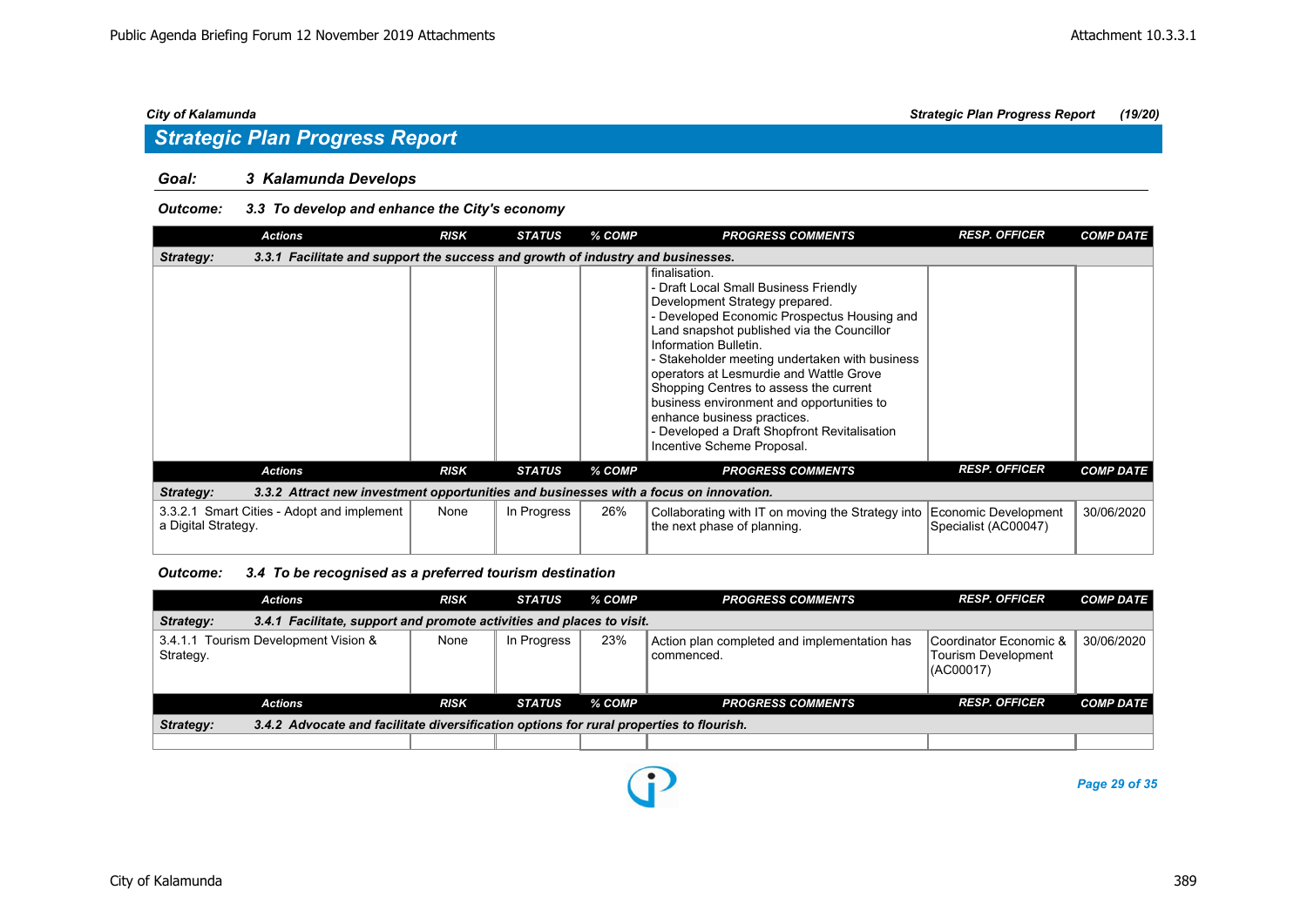## Strategic Plan Progress Report

**Goal: 3 Kalamunda Develops**

**Outcome: 3.3 To develop and enhance the City's economy**

| Actions | RISK | STATUS | % COMP | PROGRESS COMMENTS | RESP. OFFICER | COMP DATE |
|---|---|---|---|---|---|---|
| **Strategy: 3.3.1 Facilitate and support the success and growth of industry and businesses.** | | | | | | |
| | | | | finalisation.<br>- Draft Local Small Business Friendly Development Strategy prepared.<br>- Developed Economic Prospectus Housing and Land snapshot published via the Councillor Information Bulletin.<br>- Stakeholder meeting undertaken with business operators at Lesmurdie and Wattle Grove Shopping Centres to assess the current business environment and opportunities to enhance business practices.<br>- Developed a Draft Shopfront Revitalisation Incentive Scheme Proposal. | | |

| Actions | RISK | STATUS | % COMP | PROGRESS COMMENTS | RESP. OFFICER | COMP DATE |
|---|---|---|---|---|---|---|
| **Strategy: 3.3.2 Attract new investment opportunities and businesses with a focus on innovation.** | | | | | | |
| 3.3.2.1 Smart Cities - Adopt and implement a Digital Strategy. | None | In Progress | 26% | Collaborating with IT on moving the Strategy into the next phase of planning. | Economic Development Specialist (AC00047) | 30/06/2020 |

**Outcome: 3.4 To be recognised as a preferred tourism destination**

| Actions | RISK | STATUS | % COMP | PROGRESS COMMENTS | RESP. OFFICER | COMP DATE |
|---|---|---|---|---|---|---|
| **Strategy: 3.4.1 Facilitate, support and promote activities and places to visit.** | | | | | | |
| 3.4.1.1 Tourism Development Vision & Strategy. | None | In Progress | 23% | Action plan completed and implementation has commenced. | Coordinator Economic & Tourism Development (AC00017) | 30/06/2020 |

| Actions | RISK | STATUS | % COMP | PROGRESS COMMENTS | RESP. OFFICER | COMP DATE |
|---|---|---|---|---|---|---|
| **Strategy: 3.4.2 Advocate and facilitate diversification options for rural properties to flourish.** | | | | | | |
| | | | | | | |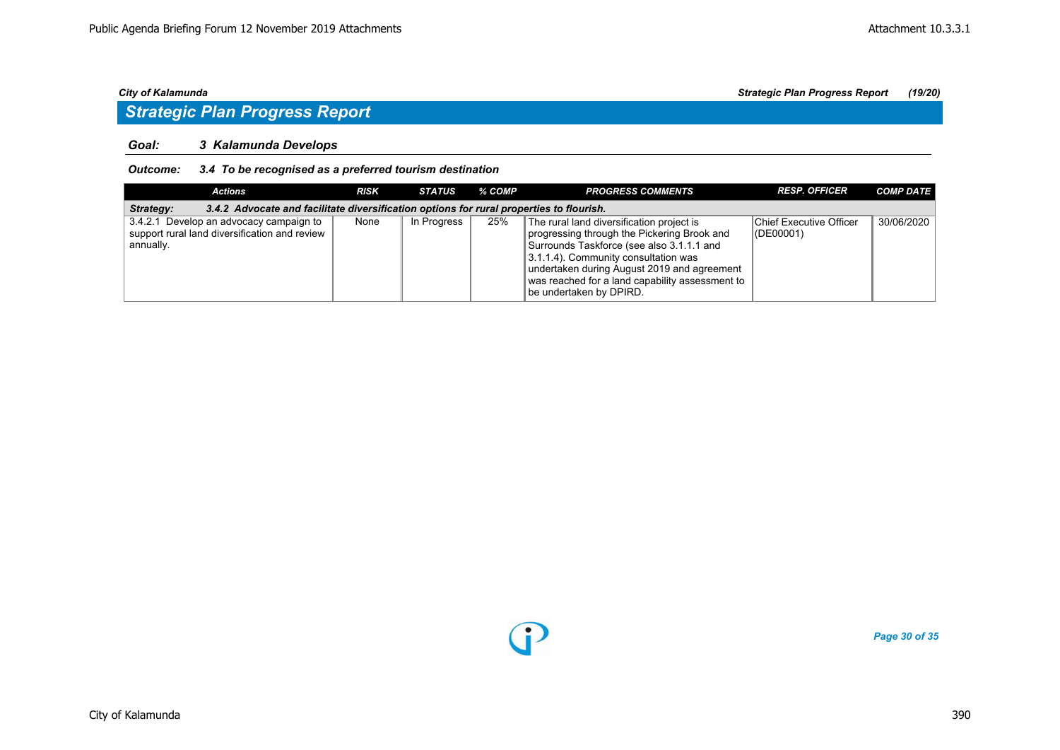## Strategic Plan Progress Report

### *Goal: 3 Kalamunda Develops*

#### *Outcome: 3.4 To be recognised as a preferred tourism destination*

| Actions | RISK | STATUS | % COMP | PROGRESS COMMENTS | RESP. OFFICER | COMP DATE |
|---|---|---|---|---|---|---|
| ***Strategy: 3.4.2 Advocate and facilitate diversification options for rural properties to flourish.*** | | | | | | |
| 3.4.2.1 Develop an advocacy campaign to support rural land diversification and review annually. | None | In Progress | 25% | The rural land diversification project is progressing through the Pickering Brook and Surrounds Taskforce (see also 3.1.1.1 and 3.1.1.4). Community consultation was undertaken during August 2019 and agreement was reached for a land capability assessment to be undertaken by DPIRD. | Chief Executive Officer (DE00001) | 30/06/2020 |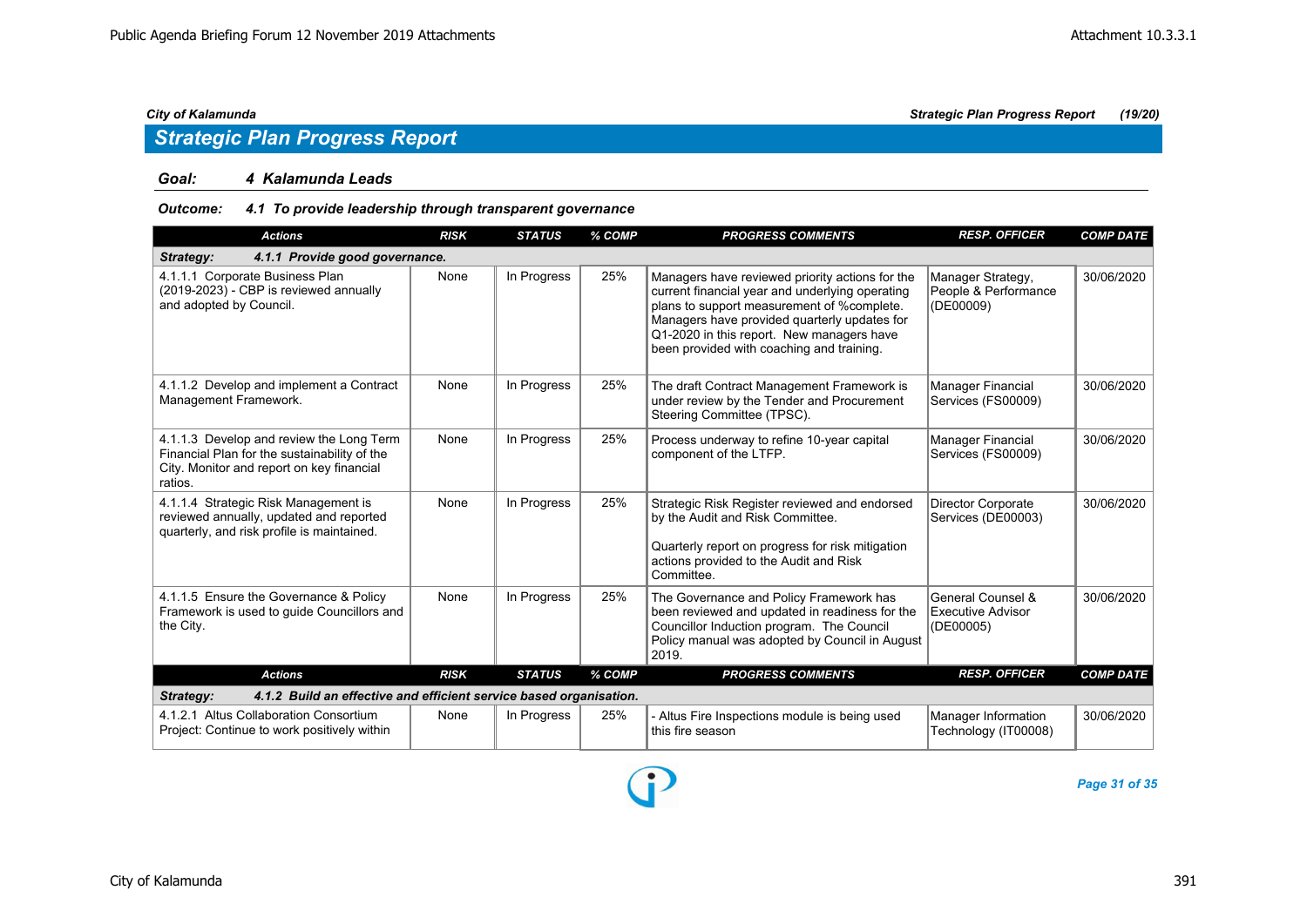## Strategic Plan Progress Report

### Goal: 4 Kalamunda Leads

#### Outcome: 4.1 To provide leadership through transparent governance

| Actions | RISK | STATUS | % COMP | PROGRESS COMMENTS | RESP. OFFICER | COMP DATE |
|---|---|---|---|---|---|---|
| **Strategy: 4.1.1 Provide good governance.** | | | | | | |
| 4.1.1.1 Corporate Business Plan (2019-2023) - CBP is reviewed annually and adopted by Council. | None | In Progress | 25% | Managers have reviewed priority actions for the current financial year and underlying operating plans to support measurement of %complete. Managers have provided quarterly updates for Q1-2020 in this report. New managers have been provided with coaching and training. | Manager Strategy, People & Performance (DE00009) | 30/06/2020 |
| 4.1.1.2 Develop and implement a Contract Management Framework. | None | In Progress | 25% | The draft Contract Management Framework is under review by the Tender and Procurement Steering Committee (TPSC). | Manager Financial Services (FS00009) | 30/06/2020 |
| 4.1.1.3 Develop and review the Long Term Financial Plan for the sustainability of the City. Monitor and report on key financial ratios. | None | In Progress | 25% | Process underway to refine 10-year capital component of the LTFP. | Manager Financial Services (FS00009) | 30/06/2020 |
| 4.1.1.4 Strategic Risk Management is reviewed annually, updated and reported quarterly, and risk profile is maintained. | None | In Progress | 25% | Strategic Risk Register reviewed and endorsed by the Audit and Risk Committee.<br><br>Quarterly report on progress for risk mitigation actions provided to the Audit and Risk Committee. | Director Corporate Services (DE00003) | 30/06/2020 |
| 4.1.1.5 Ensure the Governance & Policy Framework is used to guide Councillors and the City. | None | In Progress | 25% | The Governance and Policy Framework has been reviewed and updated in readiness for the Councillor Induction program. The Council Policy manual was adopted by Council in August 2019. | General Counsel & Executive Advisor (DE00005) | 30/06/2020 |
| **Strategy: 4.1.2 Build an effective and efficient service based organisation.** | | | | | | |
| 4.1.2.1 Altus Collaboration Consortium Project: Continue to work positively within | None | In Progress | 25% | - Altus Fire Inspections module is being used this fire season | Manager Information Technology (IT00008) | 30/06/2020 |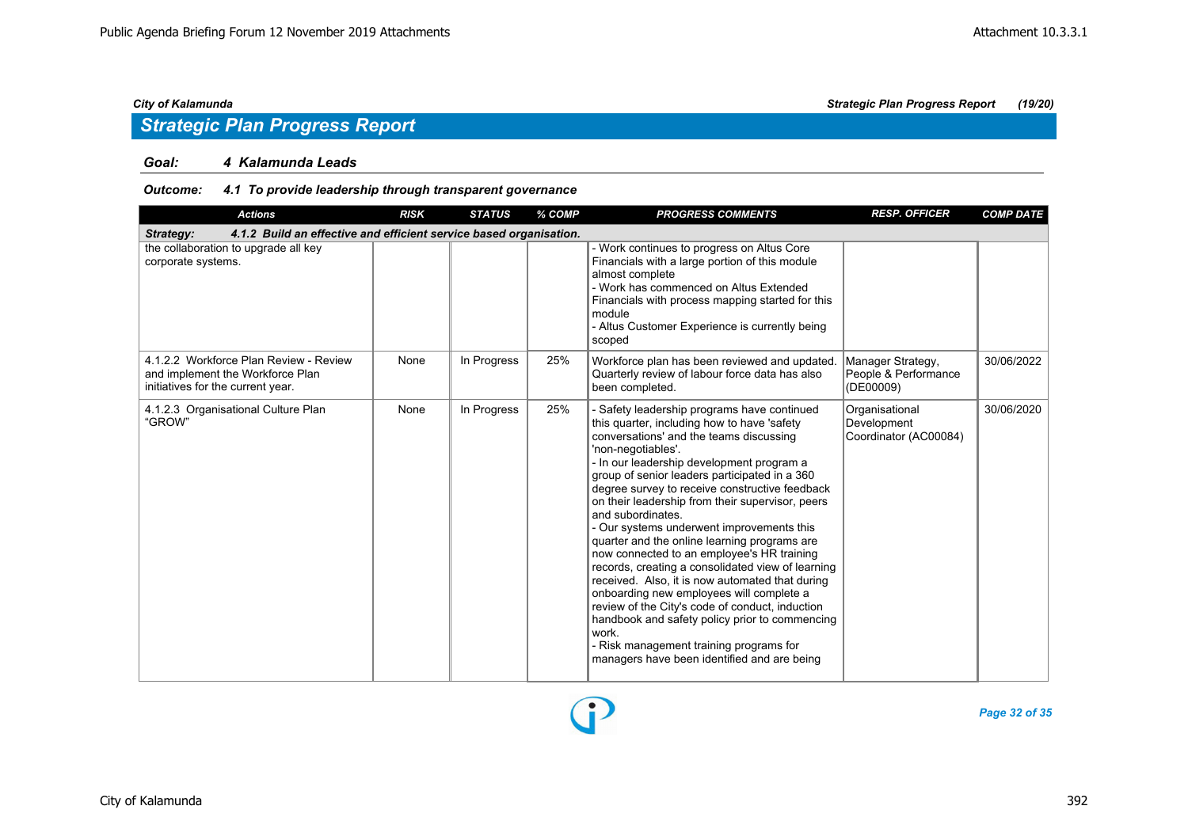*City of Kalamunda* — ***Strategic Plan Progress Report (19/20)***

## Strategic Plan Progress Report

### *Goal: 4 Kalamunda Leads*

#### *Outcome: 4.1 To provide leadership through transparent governance*

| Actions | RISK | STATUS | % COMP | PROGRESS COMMENTS | RESP. OFFICER | COMP DATE |
|---|---|---|---|---|---|---|
| ***Strategy: 4.1.2 Build an effective and efficient service based organisation.*** | | | | | | |
| the collaboration to upgrade all key corporate systems. | | | | - Work continues to progress on Altus Core Financials with a large portion of this module almost complete<br>- Work has commenced on Altus Extended Financials with process mapping started for this module<br>- Altus Customer Experience is currently being scoped | | |
| 4.1.2.2 Workforce Plan Review - Review and implement the Workforce Plan initiatives for the current year. | None | In Progress | 25% | Workforce plan has been reviewed and updated. Quarterly review of labour force data has also been completed. | Manager Strategy, People & Performance (DE00009) | 30/06/2022 |
| 4.1.2.3 Organisational Culture Plan "GROW" | None | In Progress | 25% | - Safety leadership programs have continued this quarter, including how to have 'safety conversations' and the teams discussing 'non-negotiables'.<br>- In our leadership development program a group of senior leaders participated in a 360 degree survey to receive constructive feedback on their leadership from their supervisor, peers and subordinates.<br>- Our systems underwent improvements this quarter and the online learning programs are now connected to an employee's HR training records, creating a consolidated view of learning received. Also, it is now automated that during onboarding new employees will complete a review of the City's code of conduct, induction handbook and safety policy prior to commencing work.<br>- Risk management training programs for managers have been identified and are being | Organisational Development Coordinator (AC00084) | 30/06/2020 |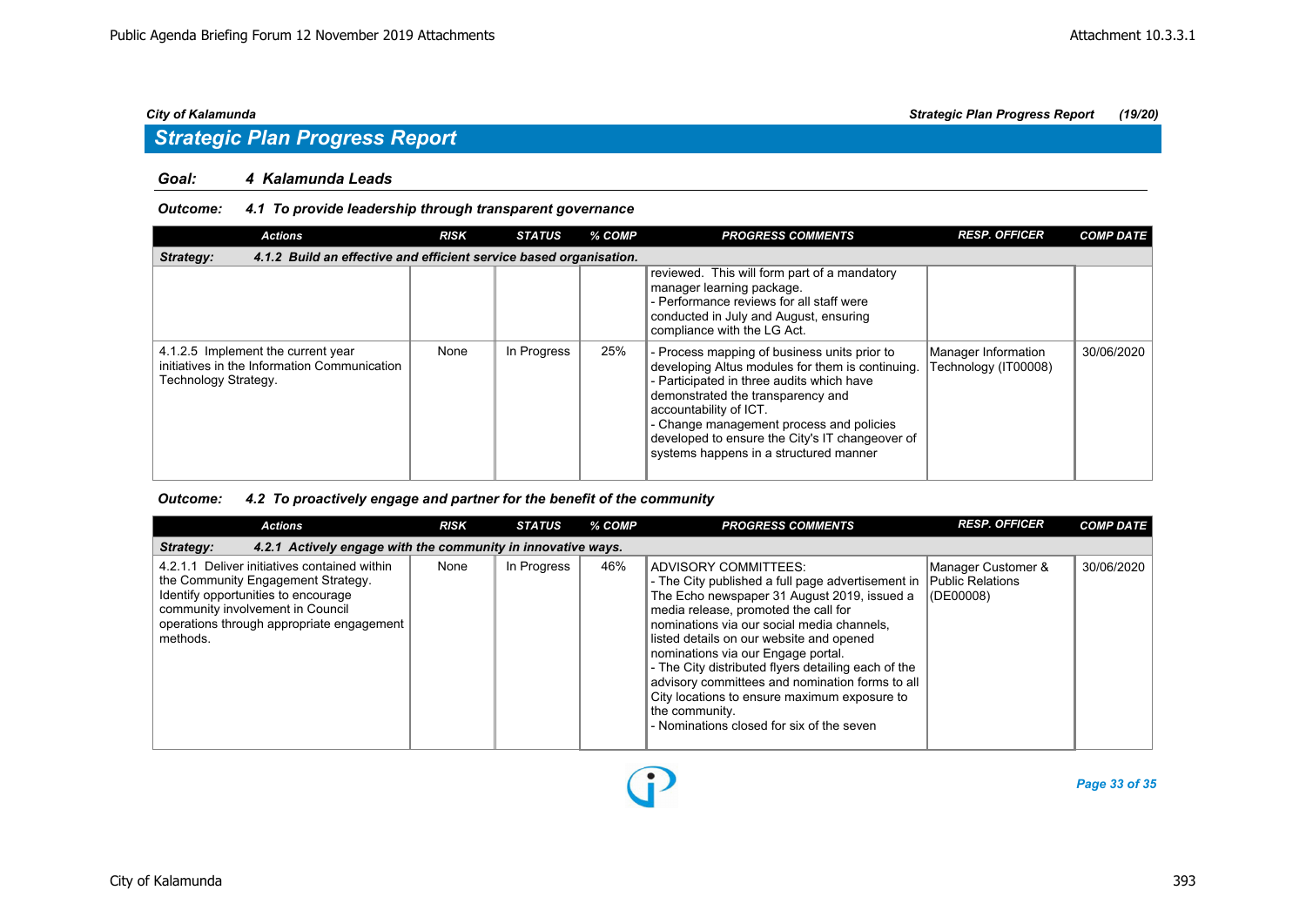## Strategic Plan Progress Report

### Goal: 4 Kalamunda Leads

**Outcome: 4.1 To provide leadership through transparent governance**

| Actions | RISK | STATUS | % COMP | PROGRESS COMMENTS | RESP. OFFICER | COMP DATE |
|---|---|---|---|---|---|---|
| **Strategy: 4.1.2 Build an effective and efficient service based organisation.** | | | | | | |
| | | | | reviewed. This will form part of a mandatory manager learning package.<br>- Performance reviews for all staff were conducted in July and August, ensuring compliance with the LG Act. | | |
| 4.1.2.5 Implement the current year initiatives in the Information Communication Technology Strategy. | None | In Progress | 25% | - Process mapping of business units prior to developing Altus modules for them is continuing.<br>- Participated in three audits which have demonstrated the transparency and accountability of ICT.<br>- Change management process and policies developed to ensure the City's IT changeover of systems happens in a structured manner | Manager Information Technology (IT00008) | 30/06/2020 |

**Outcome: 4.2 To proactively engage and partner for the benefit of the community**

| Actions | RISK | STATUS | % COMP | PROGRESS COMMENTS | RESP. OFFICER | COMP DATE |
|---|---|---|---|---|---|---|
| **Strategy: 4.2.1 Actively engage with the community in innovative ways.** | | | | | | |
| 4.2.1.1 Deliver initiatives contained within the Community Engagement Strategy. Identify opportunities to encourage community involvement in Council operations through appropriate engagement methods. | None | In Progress | 46% | ADVISORY COMMITTEES:<br>- The City published a full page advertisement in The Echo newspaper 31 August 2019, issued a media release, promoted the call for nominations via our social media channels, listed details on our website and opened nominations via our Engage portal.<br>- The City distributed flyers detailing each of the advisory committees and nomination forms to all City locations to ensure maximum exposure to the community.<br>- Nominations closed for six of the seven | Manager Customer & Public Relations (DE00008) | 30/06/2020 |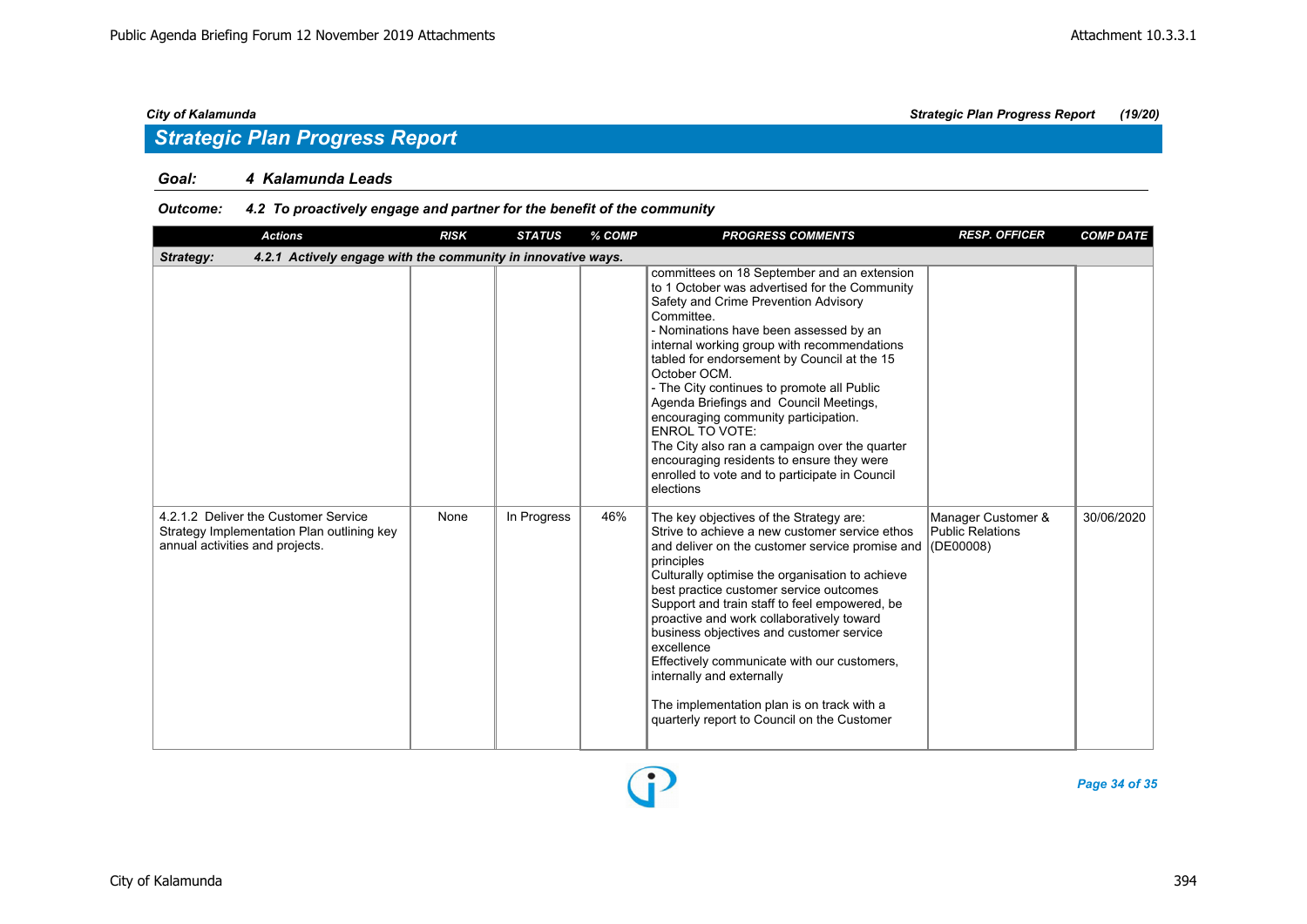## Strategic Plan Progress Report

**Goal:** ***4 Kalamunda Leads***

**Outcome:** ***4.2 To proactively engage and partner for the benefit of the community***

| Actions | RISK | STATUS | % COMP | PROGRESS COMMENTS | RESP. OFFICER | COMP DATE |
|---|---|---|---|---|---|---|
| ***Strategy: 4.2.1 Actively engage with the community in innovative ways.*** | | | | | | |
| | | | | committees on 18 September and an extension to 1 October was advertised for the Community Safety and Crime Prevention Advisory Committee.<br>- Nominations have been assessed by an internal working group with recommendations tabled for endorsement by Council at the 15 October OCM.<br>- The City continues to promote all Public Agenda Briefings and Council Meetings, encouraging community participation.<br>ENROL TO VOTE:<br>The City also ran a campaign over the quarter encouraging residents to ensure they were enrolled to vote and to participate in Council elections | | |
| 4.2.1.2 Deliver the Customer Service Strategy Implementation Plan outlining key annual activities and projects. | None | In Progress | 46% | The key objectives of the Strategy are:<br>Strive to achieve a new customer service ethos and deliver on the customer service promise and principles<br>Culturally optimise the organisation to achieve best practice customer service outcomes<br>Support and train staff to feel empowered, be proactive and work collaboratively toward business objectives and customer service excellence<br>Effectively communicate with our customers, internally and externally<br><br>The implementation plan is on track with a quarterly report to Council on the Customer | Manager Customer & Public Relations (DE00008) | 30/06/2020 |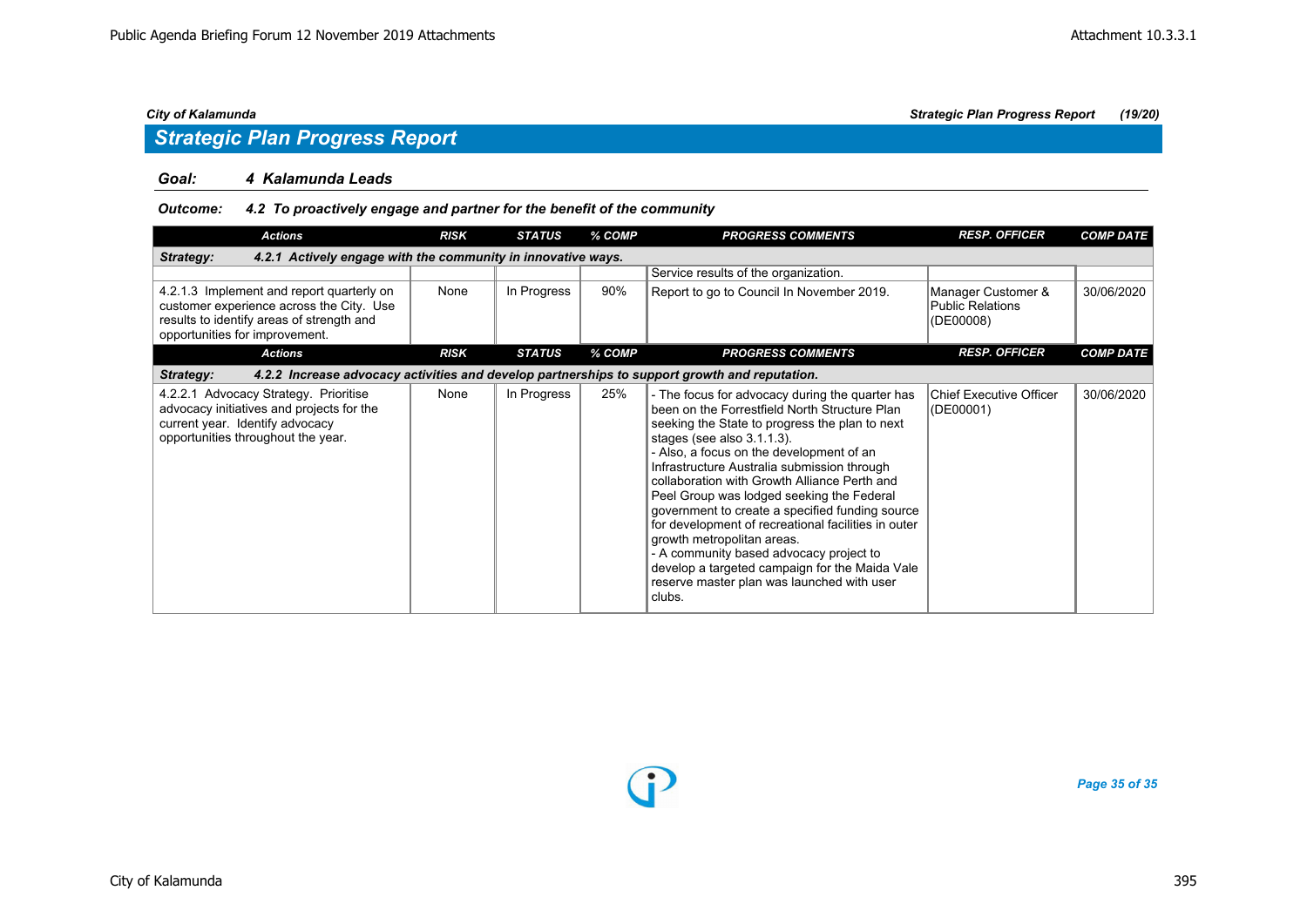## Strategic Plan Progress Report

**Goal:** **4 Kalamunda Leads**

***Outcome:*** ***4.2 To proactively engage and partner for the benefit of the community***

| Actions | RISK | STATUS | % COMP | PROGRESS COMMENTS | RESP. OFFICER | COMP DATE |
|---|---|---|---|---|---|---|
| ***Strategy: 4.2.1 Actively engage with the community in innovative ways.*** | | | | | | |
| | | | | Service results of the organization. | | |
| 4.2.1.3 Implement and report quarterly on customer experience across the City. Use results to identify areas of strength and opportunities for improvement. | None | In Progress | 90% | Report to go to Council In November 2019. | Manager Customer & Public Relations (DE00008) | 30/06/2020 |

| Actions | RISK | STATUS | % COMP | PROGRESS COMMENTS | RESP. OFFICER | COMP DATE |
|---|---|---|---|---|---|---|
| ***Strategy: 4.2.2 Increase advocacy activities and develop partnerships to support growth and reputation.*** | | | | | | |
| 4.2.2.1 Advocacy Strategy. Prioritise advocacy initiatives and projects for the current year. Identify advocacy opportunities throughout the year. | None | In Progress | 25% | - The focus for advocacy during the quarter has been on the Forrestfield North Structure Plan seeking the State to progress the plan to next stages (see also 3.1.1.3).<br>- Also, a focus on the development of an Infrastructure Australia submission through collaboration with Growth Alliance Perth and Peel Group was lodged seeking the Federal government to create a specified funding source for development of recreational facilities in outer growth metropolitan areas.<br>- A community based advocacy project to develop a targeted campaign for the Maida Vale reserve master plan was launched with user clubs. | Chief Executive Officer (DE00001) | 30/06/2020 |